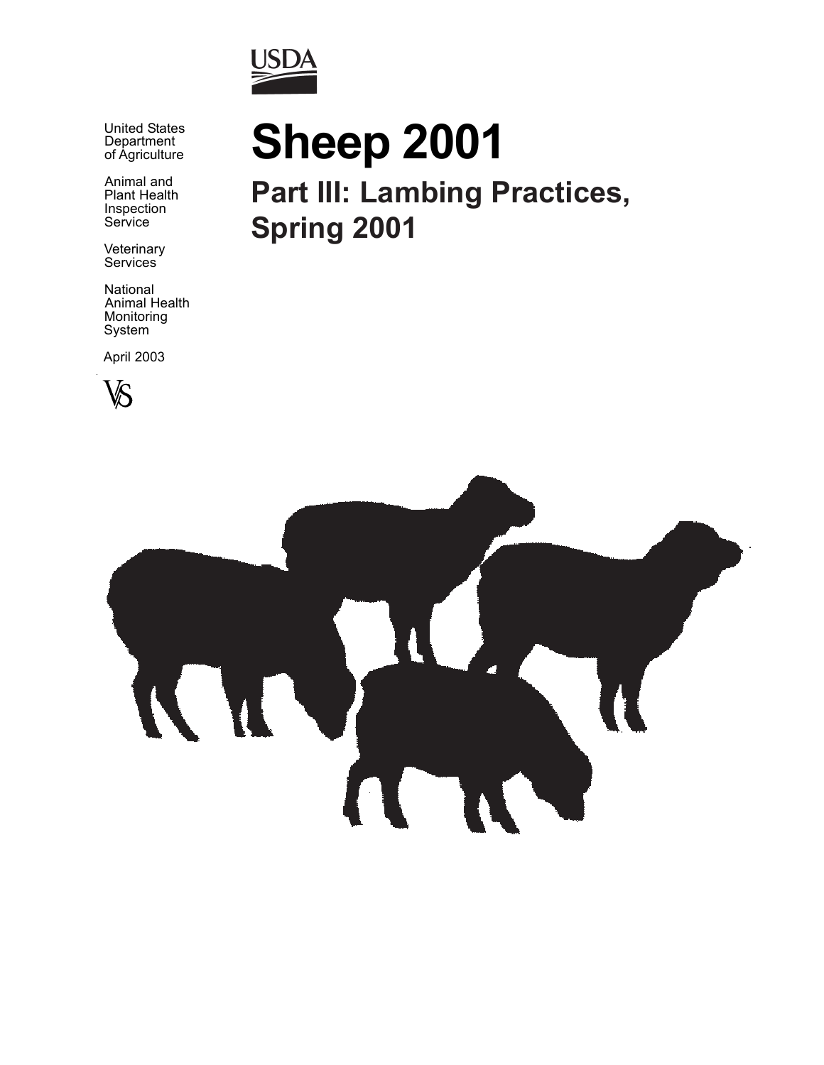USDA

United States
Department
of Agriculture

Animal and
Plant Health
Inspection
Service

Veterinary
Services

National
Animal Health
Monitoring
System

April 2003

VS

# Sheep 2001

## Part III: Lambing Practices, Spring 2001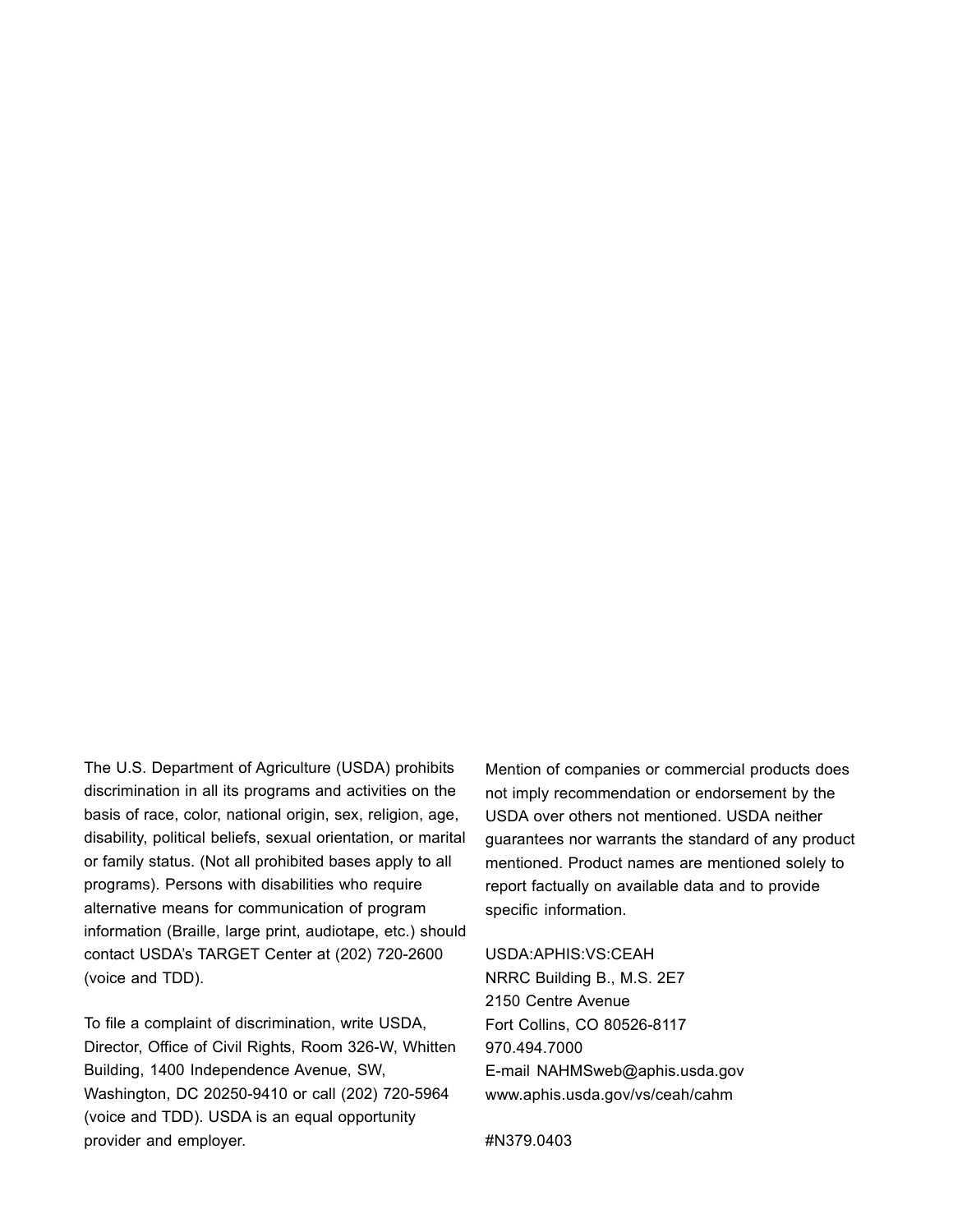The U.S. Department of Agriculture (USDA) prohibits discrimination in all its programs and activities on the basis of race, color, national origin, sex, religion, age, disability, political beliefs, sexual orientation, or marital or family status. (Not all prohibited bases apply to all programs). Persons with disabilities who require alternative means for communication of program information (Braille, large print, audiotape, etc.) should contact USDA's TARGET Center at (202) 720-2600 (voice and TDD).

To file a complaint of discrimination, write USDA, Director, Office of Civil Rights, Room 326-W, Whitten Building, 1400 Independence Avenue, SW, Washington, DC 20250-9410 or call (202) 720-5964 (voice and TDD). USDA is an equal opportunity provider and employer.

Mention of companies or commercial products does not imply recommendation or endorsement by the USDA over others not mentioned. USDA neither guarantees nor warrants the standard of any product mentioned. Product names are mentioned solely to report factually on available data and to provide specific information.

USDA:APHIS:VS:CEAH
NRRC Building B., M.S. 2E7
2150 Centre Avenue
Fort Collins, CO 80526-8117
970.494.7000
E-mail NAHMSweb@aphis.usda.gov
www.aphis.usda.gov/vs/ceah/cahm

#N379.0403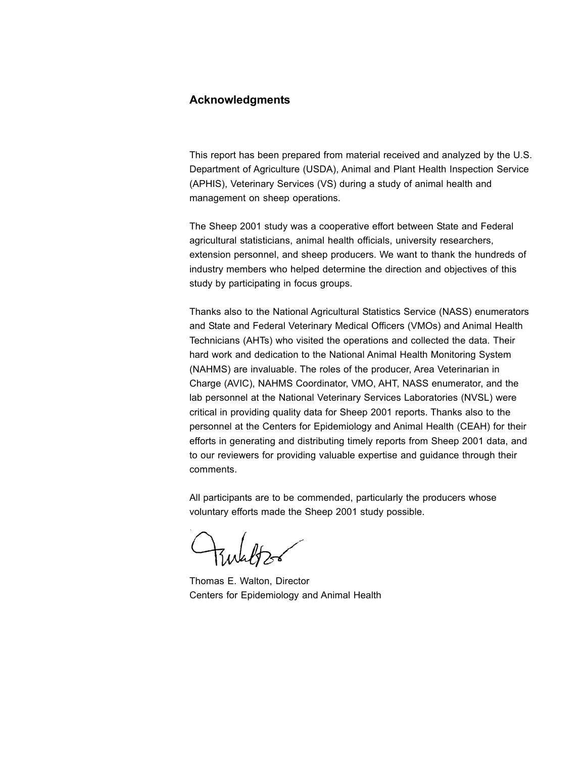## Acknowledgments

This report has been prepared from material received and analyzed by the U.S. Department of Agriculture (USDA), Animal and Plant Health Inspection Service (APHIS), Veterinary Services (VS) during a study of animal health and management on sheep operations.

The Sheep 2001 study was a cooperative effort between State and Federal agricultural statisticians, animal health officials, university researchers, extension personnel, and sheep producers. We want to thank the hundreds of industry members who helped determine the direction and objectives of this study by participating in focus groups.

Thanks also to the National Agricultural Statistics Service (NASS) enumerators and State and Federal Veterinary Medical Officers (VMOs) and Animal Health Technicians (AHTs) who visited the operations and collected the data. Their hard work and dedication to the National Animal Health Monitoring System (NAHMS) are invaluable. The roles of the producer, Area Veterinarian in Charge (AVIC), NAHMS Coordinator, VMO, AHT, NASS enumerator, and the lab personnel at the National Veterinary Services Laboratories (NVSL) were critical in providing quality data for Sheep 2001 reports. Thanks also to the personnel at the Centers for Epidemiology and Animal Health (CEAH) for their efforts in generating and distributing timely reports from Sheep 2001 data, and to our reviewers for providing valuable expertise and guidance through their comments.

All participants are to be commended, particularly the producers whose voluntary efforts made the Sheep 2001 study possible.

Thomas E. Walton, Director
Centers for Epidemiology and Animal Health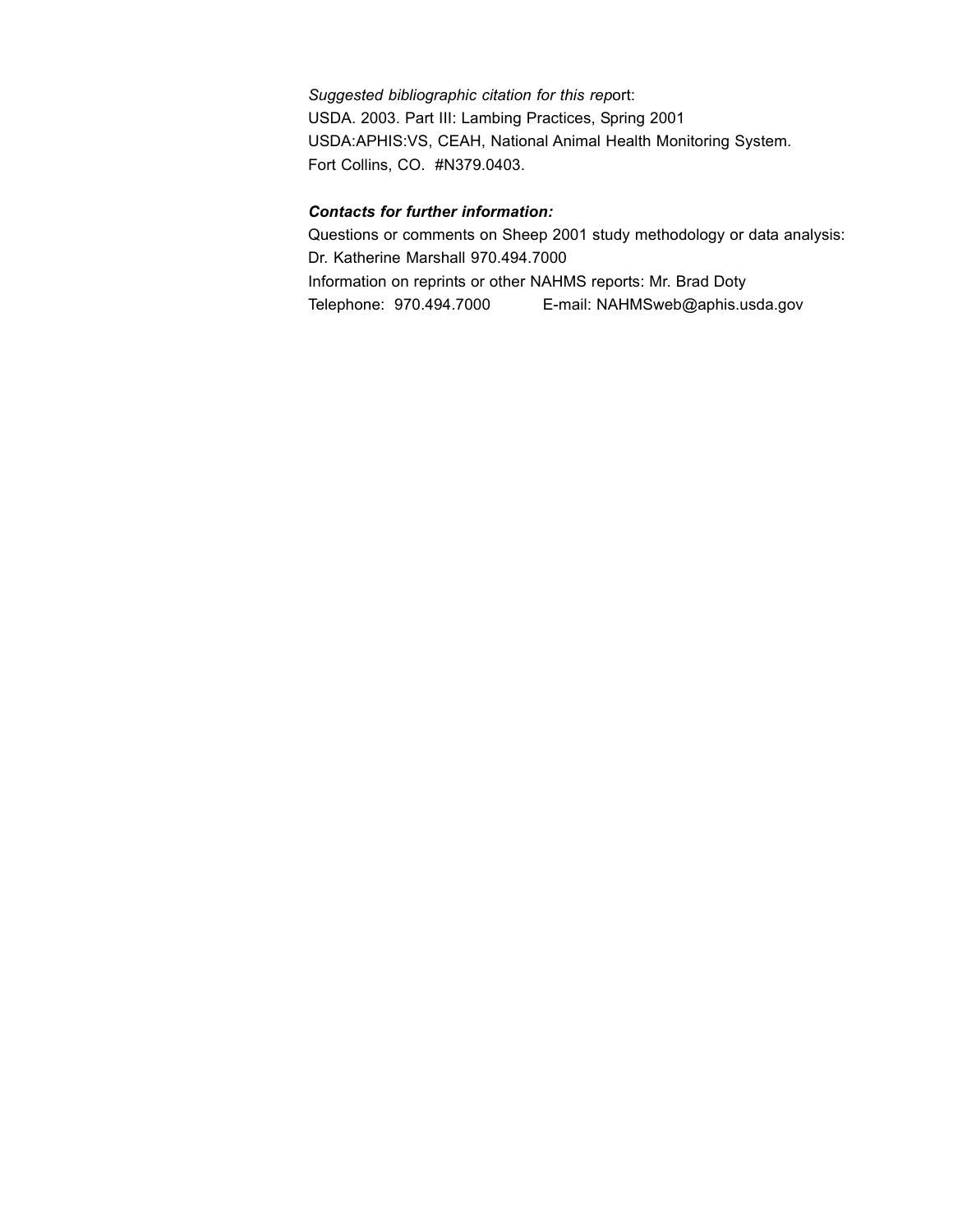*Suggested bibliographic citation for this report*:
USDA. 2003. Part III: Lambing Practices, Spring 2001
USDA:APHIS:VS, CEAH, National Animal Health Monitoring System.
Fort Collins, CO. #N379.0403.

***Contacts for further information:***
Questions or comments on Sheep 2001 study methodology or data analysis:
Dr. Katherine Marshall 970.494.7000
Information on reprints or other NAHMS reports: Mr. Brad Doty
Telephone: 970.494.7000 E-mail: NAHMSweb@aphis.usda.gov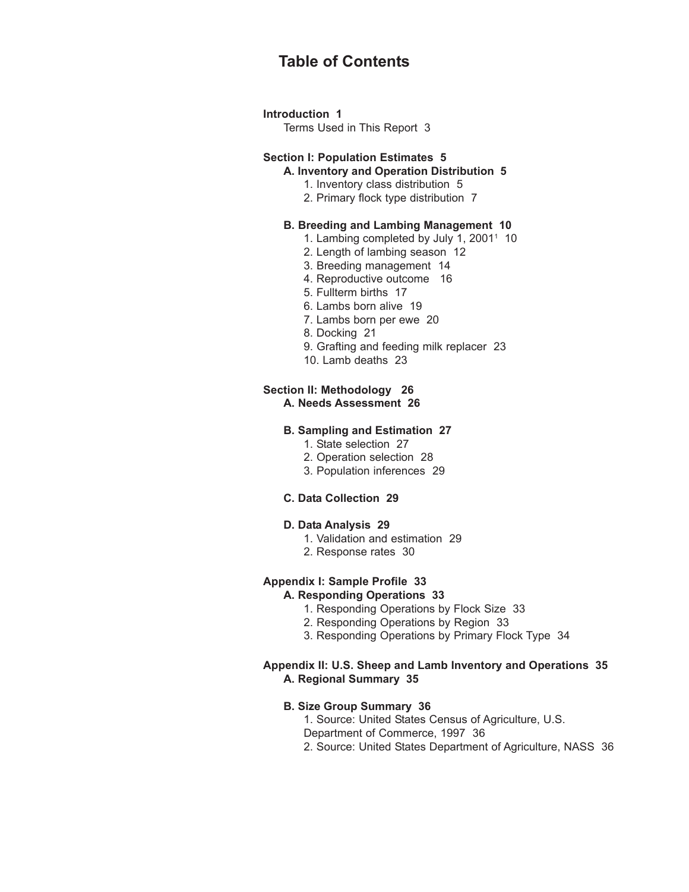# Table of Contents

**Introduction 1**

Terms Used in This Report 3

**Section I: Population Estimates 5**

**A. Inventory and Operation Distribution 5**

1. Inventory class distribution 5
2. Primary flock type distribution 7

**B. Breeding and Lambing Management 10**

1. Lambing completed by July 1, 2001[1] 10
2. Length of lambing season 12
3. Breeding management 14
4. Reproductive outcome 16
5. Fullterm births 17
6. Lambs born alive 19
7. Lambs born per ewe 20
8. Docking 21
9. Grafting and feeding milk replacer 23
10. Lamb deaths 23

**Section II: Methodology 26**

**A. Needs Assessment 26**

**B. Sampling and Estimation 27**

1. State selection 27
2. Operation selection 28
3. Population inferences 29

**C. Data Collection 29**

**D. Data Analysis 29**

1. Validation and estimation 29
2. Response rates 30

**Appendix I: Sample Profile 33**

**A. Responding Operations 33**

1. Responding Operations by Flock Size 33
2. Responding Operations by Region 33
3. Responding Operations by Primary Flock Type 34

**Appendix II: U.S. Sheep and Lamb Inventory and Operations 35**

**A. Regional Summary 35**

**B. Size Group Summary 36**

1. Source: United States Census of Agriculture, U.S. Department of Commerce, 1997 36
2. Source: United States Department of Agriculture, NASS 36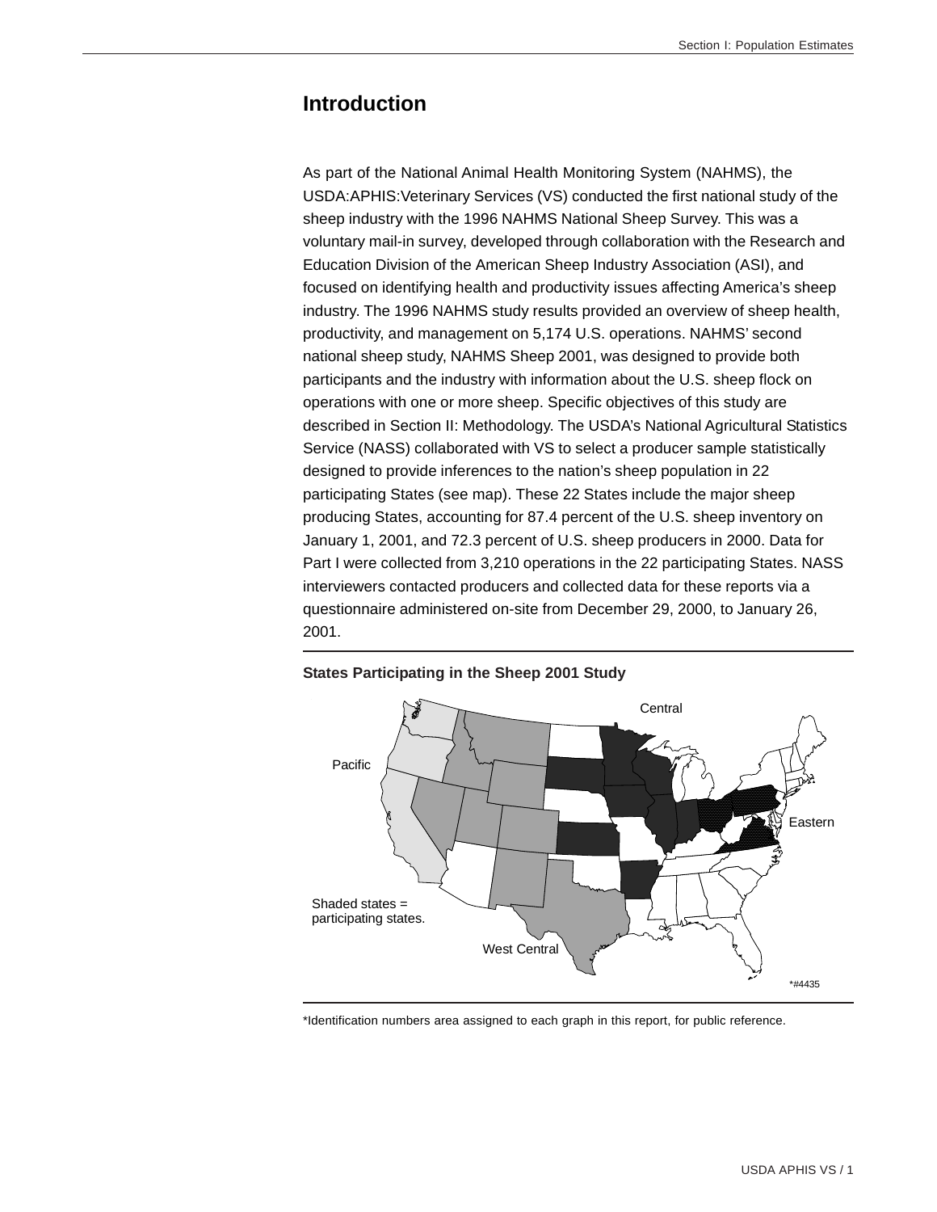# Introduction

As part of the National Animal Health Monitoring System (NAHMS), the USDA:APHIS:Veterinary Services (VS) conducted the first national study of the sheep industry with the 1996 NAHMS National Sheep Survey. This was a voluntary mail-in survey, developed through collaboration with the Research and Education Division of the American Sheep Industry Association (ASI), and focused on identifying health and productivity issues affecting America's sheep industry. The 1996 NAHMS study results provided an overview of sheep health, productivity, and management on 5,174 U.S. operations. NAHMS' second national sheep study, NAHMS Sheep 2001, was designed to provide both participants and the industry with information about the U.S. sheep flock on operations with one or more sheep. Specific objectives of this study are described in Section II: Methodology. The USDA's National Agricultural Statistics Service (NASS) collaborated with VS to select a producer sample statistically designed to provide inferences to the nation's sheep population in 22 participating States (see map). These 22 States include the major sheep producing States, accounting for 87.4 percent of the U.S. sheep inventory on January 1, 2001, and 72.3 percent of U.S. sheep producers in 2000. Data for Part I were collected from 3,210 operations in the 22 participating States. NASS interviewers contacted producers and collected data for these reports via a questionnaire administered on-site from December 29, 2000, to January 26, 2001.

**States Participating in the Sheep 2001 Study**

Central

Pacific

Eastern

Shaded states = participating states.

West Central

*#4435

*Identification numbers area assigned to each graph in this report, for public reference.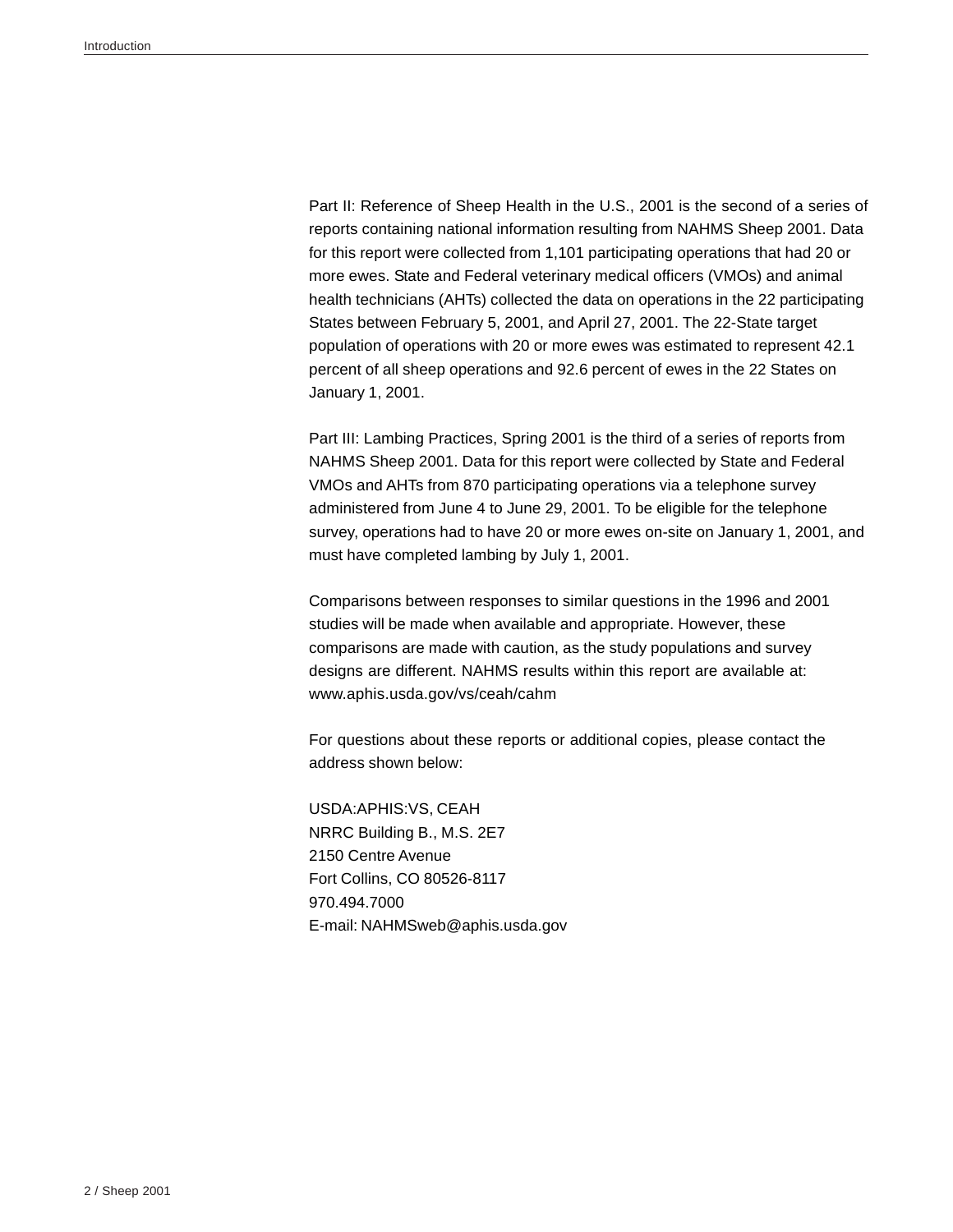Part II: Reference of Sheep Health in the U.S., 2001 is the second of a series of reports containing national information resulting from NAHMS Sheep 2001. Data for this report were collected from 1,101 participating operations that had 20 or more ewes. State and Federal veterinary medical officers (VMOs) and animal health technicians (AHTs) collected the data on operations in the 22 participating States between February 5, 2001, and April 27, 2001. The 22-State target population of operations with 20 or more ewes was estimated to represent 42.1 percent of all sheep operations and 92.6 percent of ewes in the 22 States on January 1, 2001.

Part III: Lambing Practices, Spring 2001 is the third of a series of reports from NAHMS Sheep 2001. Data for this report were collected by State and Federal VMOs and AHTs from 870 participating operations via a telephone survey administered from June 4 to June 29, 2001. To be eligible for the telephone survey, operations had to have 20 or more ewes on-site on January 1, 2001, and must have completed lambing by July 1, 2001.

Comparisons between responses to similar questions in the 1996 and 2001 studies will be made when available and appropriate. However, these comparisons are made with caution, as the study populations and survey designs are different. NAHMS results within this report are available at: www.aphis.usda.gov/vs/ceah/cahm

For questions about these reports or additional copies, please contact the address shown below:

USDA:APHIS:VS, CEAH  
NRRC Building B., M.S. 2E7  
2150 Centre Avenue  
Fort Collins, CO 80526-8117  
970.494.7000  
E-mail: NAHMSweb@aphis.usda.gov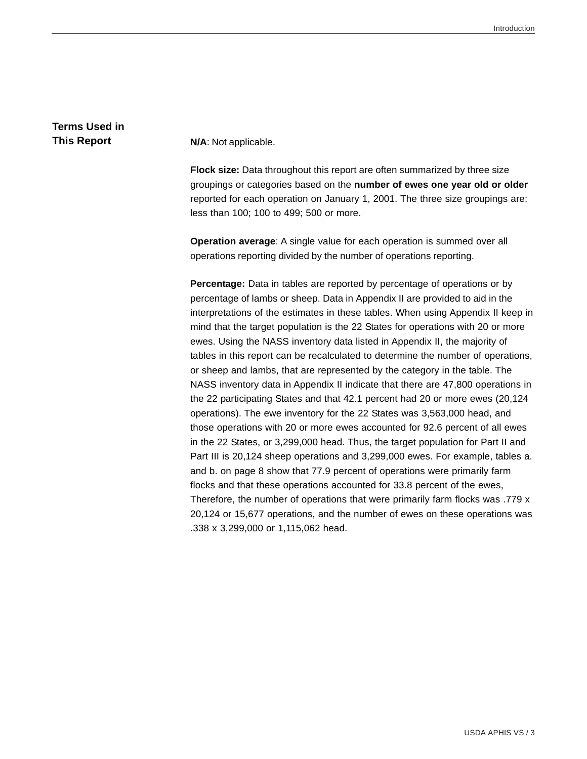## Terms Used in This Report

**N/A**: Not applicable.

**Flock size:** Data throughout this report are often summarized by three size groupings or categories based on the **number of ewes one year old or older** reported for each operation on January 1, 2001. The three size groupings are: less than 100; 100 to 499; 500 or more.

**Operation average**: A single value for each operation is summed over all operations reporting divided by the number of operations reporting.

**Percentage:** Data in tables are reported by percentage of operations or by percentage of lambs or sheep. Data in Appendix II are provided to aid in the interpretations of the estimates in these tables. When using Appendix II keep in mind that the target population is the 22 States for operations with 20 or more ewes. Using the NASS inventory data listed in Appendix II, the majority of tables in this report can be recalculated to determine the number of operations, or sheep and lambs, that are represented by the category in the table. The NASS inventory data in Appendix II indicate that there are 47,800 operations in the 22 participating States and that 42.1 percent had 20 or more ewes (20,124 operations). The ewe inventory for the 22 States was 3,563,000 head, and those operations with 20 or more ewes accounted for 92.6 percent of all ewes in the 22 States, or 3,299,000 head. Thus, the target population for Part II and Part III is 20,124 sheep operations and 3,299,000 ewes. For example, tables a. and b. on page 8 show that 77.9 percent of operations were primarily farm flocks and that these operations accounted for 33.8 percent of the ewes, Therefore, the number of operations that were primarily farm flocks was .779 x 20,124 or 15,677 operations, and the number of ewes on these operations was .338 x 3,299,000 or 1,115,062 head.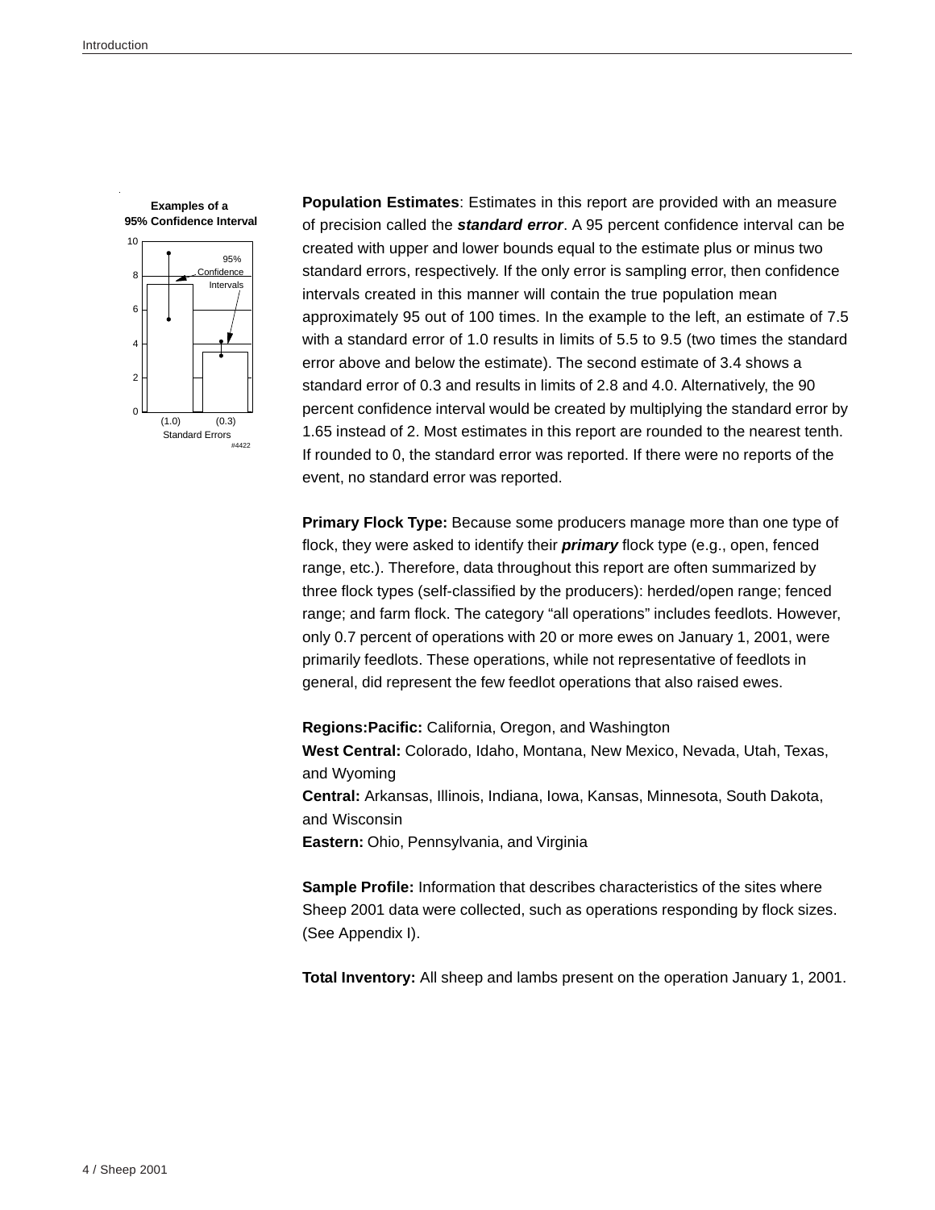**Examples of a 95% Confidence Interval**

**Population Estimates**: Estimates in this report are provided with an measure of precision called the ***standard error***. A 95 percent confidence interval can be created with upper and lower bounds equal to the estimate plus or minus two standard errors, respectively. If the only error is sampling error, then confidence intervals created in this manner will contain the true population mean approximately 95 out of 100 times. In the example to the left, an estimate of 7.5 with a standard error of 1.0 results in limits of 5.5 to 9.5 (two times the standard error above and below the estimate). The second estimate of 3.4 shows a standard error of 0.3 and results in limits of 2.8 and 4.0. Alternatively, the 90 percent confidence interval would be created by multiplying the standard error by 1.65 instead of 2. Most estimates in this report are rounded to the nearest tenth. If rounded to 0, the standard error was reported. If there were no reports of the event, no standard error was reported.

**Primary Flock Type:** Because some producers manage more than one type of flock, they were asked to identify their ***primary*** flock type (e.g., open, fenced range, etc.). Therefore, data throughout this report are often summarized by three flock types (self-classified by the producers): herded/open range; fenced range; and farm flock. The category "all operations" includes feedlots. However, only 0.7 percent of operations with 20 or more ewes on January 1, 2001, were primarily feedlots. These operations, while not representative of feedlots in general, did represent the few feedlot operations that also raised ewes.

**Regions:Pacific:** California, Oregon, and Washington
**West Central:** Colorado, Idaho, Montana, New Mexico, Nevada, Utah, Texas, and Wyoming
**Central:** Arkansas, Illinois, Indiana, Iowa, Kansas, Minnesota, South Dakota, and Wisconsin
**Eastern:** Ohio, Pennsylvania, and Virginia

**Sample Profile:** Information that describes characteristics of the sites where Sheep 2001 data were collected, such as operations responding by flock sizes. (See Appendix I).

**Total Inventory:** All sheep and lambs present on the operation January 1, 2001.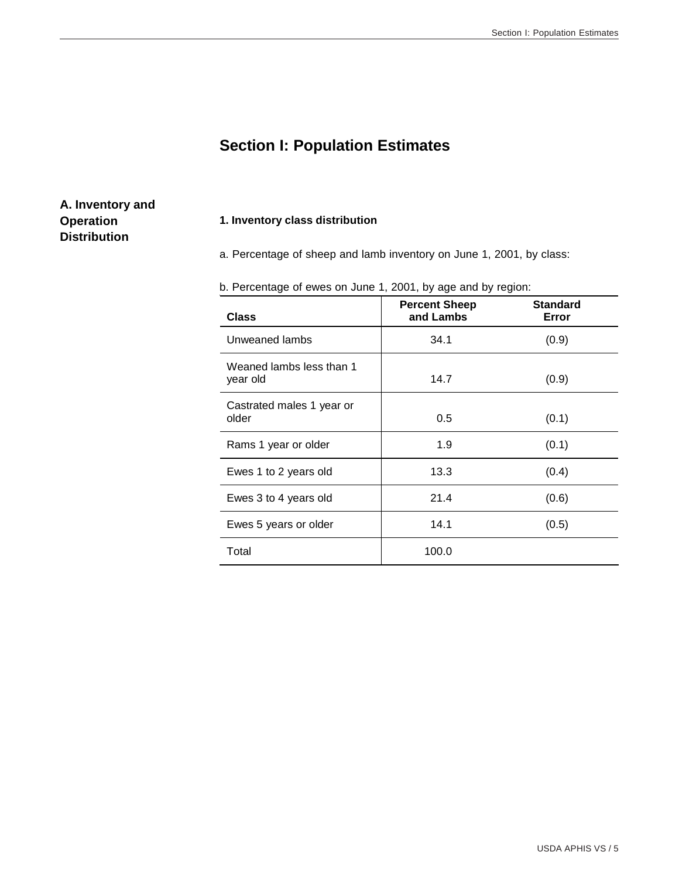# Section I: Population Estimates

## A. Inventory and Operation Distribution

### 1. Inventory class distribution

a. Percentage of sheep and lamb inventory on June 1, 2001, by class:

b. Percentage of ewes on June 1, 2001, by age and by region:

| Class | Percent Sheep and Lambs | Standard Error |
|---|---|---|
| Unweaned lambs | 34.1 | (0.9) |
| Weaned lambs less than 1 year old | 14.7 | (0.9) |
| Castrated males 1 year or older | 0.5 | (0.1) |
| Rams 1 year or older | 1.9 | (0.1) |
| Ewes 1 to 2 years old | 13.3 | (0.4) |
| Ewes 3 to 4 years old | 21.4 | (0.6) |
| Ewes 5 years or older | 14.1 | (0.5) |
| Total | 100.0 | |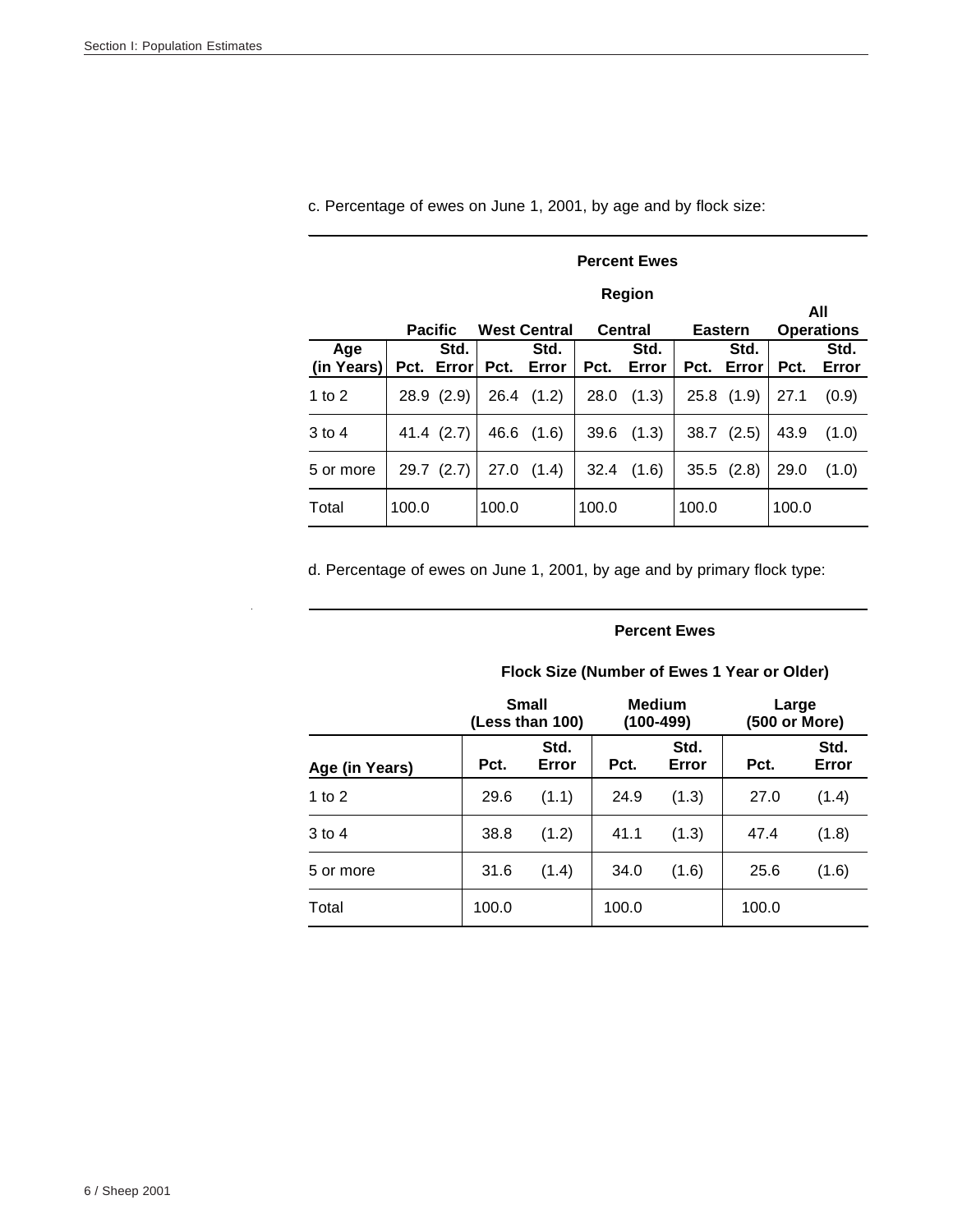c. Percentage of ewes on June 1, 2001, by age and by flock size:

**Percent Ewes**

| | Region | | | | | | | | All Operations | |
|---|---|---|---|---|---|---|---|---|---|---|
| | Pacific | | West Central | | Central | | Eastern | | | |
| Age (in Years) | Pct. | Std. Error | Pct. | Std. Error | Pct. | Std. Error | Pct. | Std. Error | Pct. | Std. Error |
| 1 to 2 | 28.9 | (2.9) | 26.4 | (1.2) | 28.0 | (1.3) | 25.8 | (1.9) | 27.1 | (0.9) |
| 3 to 4 | 41.4 | (2.7) | 46.6 | (1.6) | 39.6 | (1.3) | 38.7 | (2.5) | 43.9 | (1.0) |
| 5 or more | 29.7 | (2.7) | 27.0 | (1.4) | 32.4 | (1.6) | 35.5 | (2.8) | 29.0 | (1.0) |
| Total | 100.0 | | 100.0 | | 100.0 | | 100.0 | | 100.0 | |

d. Percentage of ewes on June 1, 2001, by age and by primary flock type:

**Percent Ewes**

| | Flock Size (Number of Ewes 1 Year or Older) | | | | | |
|---|---|---|---|---|---|---|
| | Small (Less than 100) | | Medium (100-499) | | Large (500 or More) | |
| Age (in Years) | Pct. | Std. Error | Pct. | Std. Error | Pct. | Std. Error |
| 1 to 2 | 29.6 | (1.1) | 24.9 | (1.3) | 27.0 | (1.4) |
| 3 to 4 | 38.8 | (1.2) | 41.1 | (1.3) | 47.4 | (1.8) |
| 5 or more | 31.6 | (1.4) | 34.0 | (1.6) | 25.6 | (1.6) |
| Total | 100.0 | | 100.0 | | 100.0 | |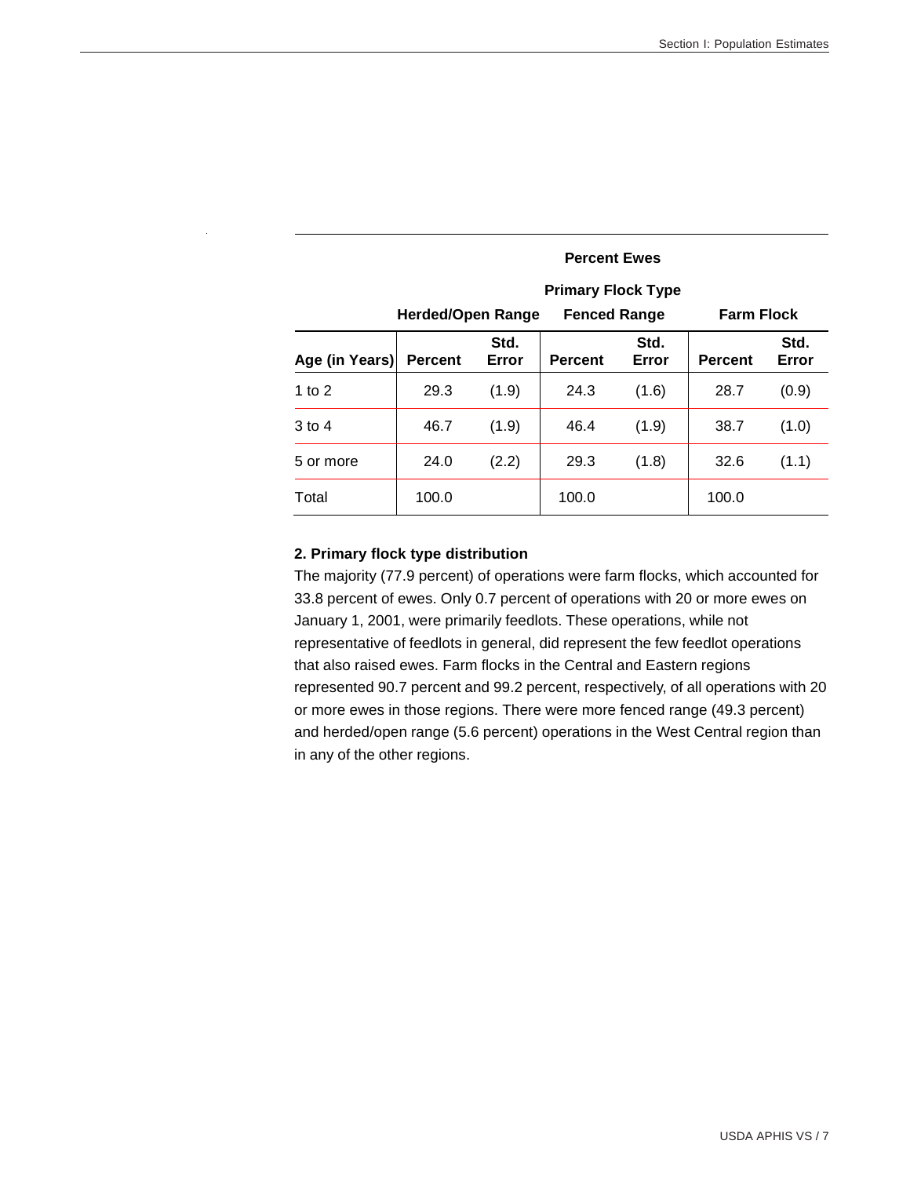| | Percent Ewes | | | | | |
|---|---|---|---|---|---|---|
| | Primary Flock Type | | | | | |
| | Herded/Open Range | | Fenced Range | | Farm Flock | |
| Age (in Years) | Percent | Std. Error | Percent | Std. Error | Percent | Std. Error |
| 1 to 2 | 29.3 | (1.9) | 24.3 | (1.6) | 28.7 | (0.9) |
| 3 to 4 | 46.7 | (1.9) | 46.4 | (1.9) | 38.7 | (1.0) |
| 5 or more | 24.0 | (2.2) | 29.3 | (1.8) | 32.6 | (1.1) |
| Total | 100.0 | | 100.0 | | 100.0 | |

**2. Primary flock type distribution**

The majority (77.9 percent) of operations were farm flocks, which accounted for 33.8 percent of ewes. Only 0.7 percent of operations with 20 or more ewes on January 1, 2001, were primarily feedlots. These operations, while not representative of feedlots in general, did represent the few feedlot operations that also raised ewes. Farm flocks in the Central and Eastern regions represented 90.7 percent and 99.2 percent, respectively, of all operations with 20 or more ewes in those regions. There were more fenced range (49.3 percent) and herded/open range (5.6 percent) operations in the West Central region than in any of the other regions.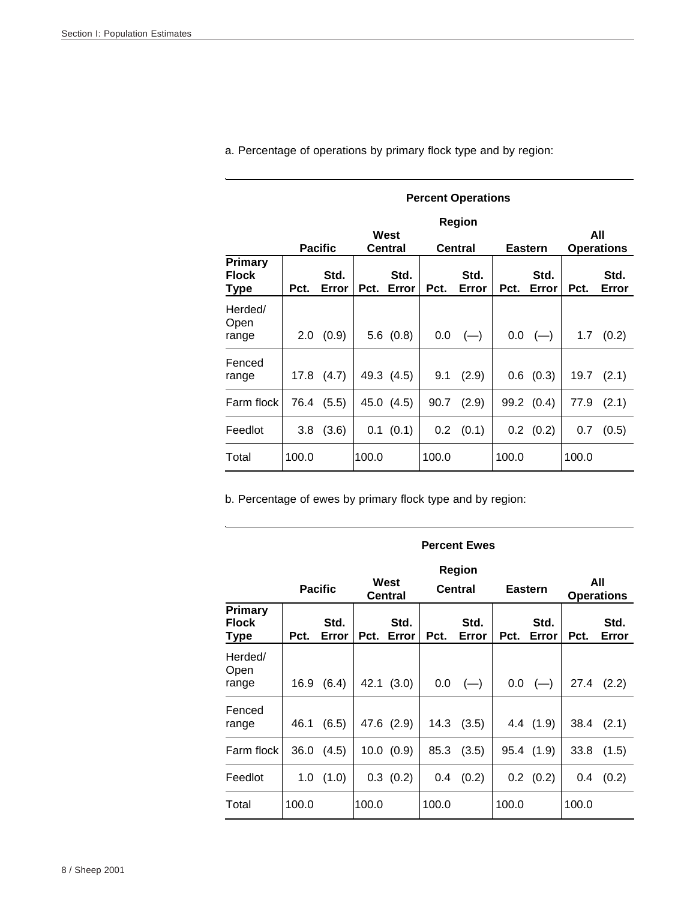a. Percentage of operations by primary flock type and by region:

| | Percent Operations | | | | | | | | | |
|---|---|---|---|---|---|---|---|---|---|---|
| | Region | | | | | | | | | |
| | Pacific | | West Central | | Central | | Eastern | | All Operations | |
| Primary Flock Type | Pct. | Std. Error | Pct. | Std. Error | Pct. | Std. Error | Pct. | Std. Error | Pct. | Std. Error |
| Herded/ Open range | 2.0 | (0.9) | 5.6 | (0.8) | 0.0 | (—) | 0.0 | (—) | 1.7 | (0.2) |
| Fenced range | 17.8 | (4.7) | 49.3 | (4.5) | 9.1 | (2.9) | 0.6 | (0.3) | 19.7 | (2.1) |
| Farm flock | 76.4 | (5.5) | 45.0 | (4.5) | 90.7 | (2.9) | 99.2 | (0.4) | 77.9 | (2.1) |
| Feedlot | 3.8 | (3.6) | 0.1 | (0.1) | 0.2 | (0.1) | 0.2 | (0.2) | 0.7 | (0.5) |
| Total | 100.0 | | 100.0 | | 100.0 | | 100.0 | | 100.0 | |

b. Percentage of ewes by primary flock type and by region:

| | Percent Ewes | | | | | | | | | |
|---|---|---|---|---|---|---|---|---|---|---|
| | Region | | | | | | | | | |
| | Pacific | | West Central | | Central | | Eastern | | All Operations | |
| Primary Flock Type | Pct. | Std. Error | Pct. | Std. Error | Pct. | Std. Error | Pct. | Std. Error | Pct. | Std. Error |
| Herded/ Open range | 16.9 | (6.4) | 42.1 | (3.0) | 0.0 | (—) | 0.0 | (—) | 27.4 | (2.2) |
| Fenced range | 46.1 | (6.5) | 47.6 | (2.9) | 14.3 | (3.5) | 4.4 | (1.9) | 38.4 | (2.1) |
| Farm flock | 36.0 | (4.5) | 10.0 | (0.9) | 85.3 | (3.5) | 95.4 | (1.9) | 33.8 | (1.5) |
| Feedlot | 1.0 | (1.0) | 0.3 | (0.2) | 0.4 | (0.2) | 0.2 | (0.2) | 0.4 | (0.2) |
| Total | 100.0 | | 100.0 | | 100.0 | | 100.0 | | 100.0 | |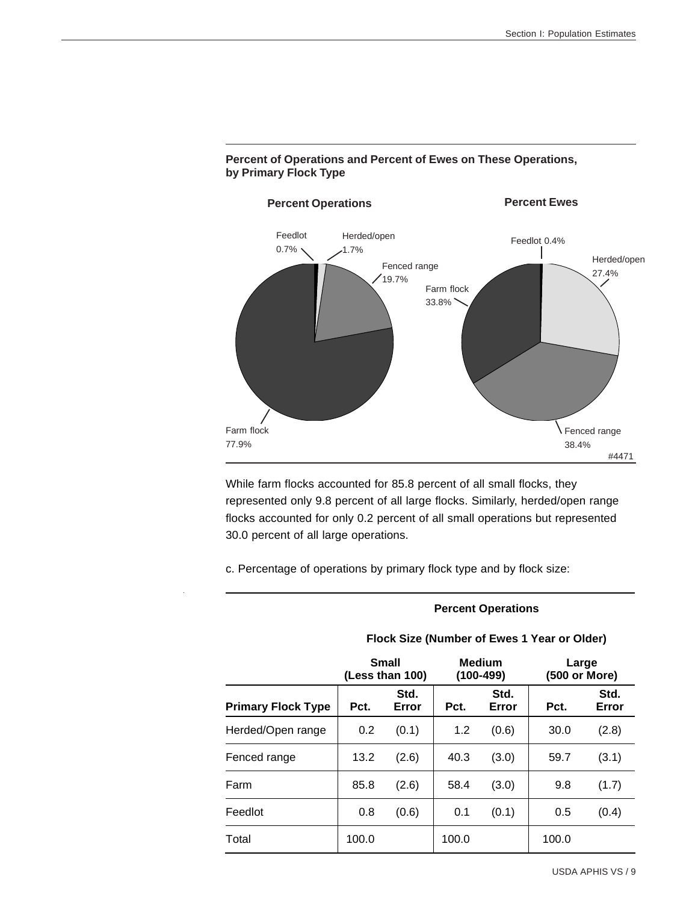**Percent of Operations and Percent of Ewes on These Operations, by Primary Flock Type**

**Percent Operations**

Feedlot 0.7%
Herded/open 1.7%
Fenced range 19.7%
Farm flock 77.9%

**Percent Ewes**

Feedlot 0.4%
Herded/open 27.4%
Farm flock 33.8%
Fenced range 38.4%

#4471

While farm flocks accounted for 85.8 percent of all small flocks, they represented only 9.8 percent of all large flocks. Similarly, herded/open range flocks accounted for only 0.2 percent of all small operations but represented 30.0 percent of all large operations.

c. Percentage of operations by primary flock type and by flock size:

| | Percent Operations | | | | | |
|---|---|---|---|---|---|---|
| | Flock Size (Number of Ewes 1 Year or Older) | | | | | |
| | Small (Less than 100) | | Medium (100-499) | | Large (500 or More) | |
| **Primary Flock Type** | **Pct.** | **Std. Error** | **Pct.** | **Std. Error** | **Pct.** | **Std. Error** |
| Herded/Open range | 0.2 | (0.1) | 1.2 | (0.6) | 30.0 | (2.8) |
| Fenced range | 13.2 | (2.6) | 40.3 | (3.0) | 59.7 | (3.1) |
| Farm | 85.8 | (2.6) | 58.4 | (3.0) | 9.8 | (1.7) |
| Feedlot | 0.8 | (0.6) | 0.1 | (0.1) | 0.5 | (0.4) |
| Total | 100.0 | | 100.0 | | 100.0 | |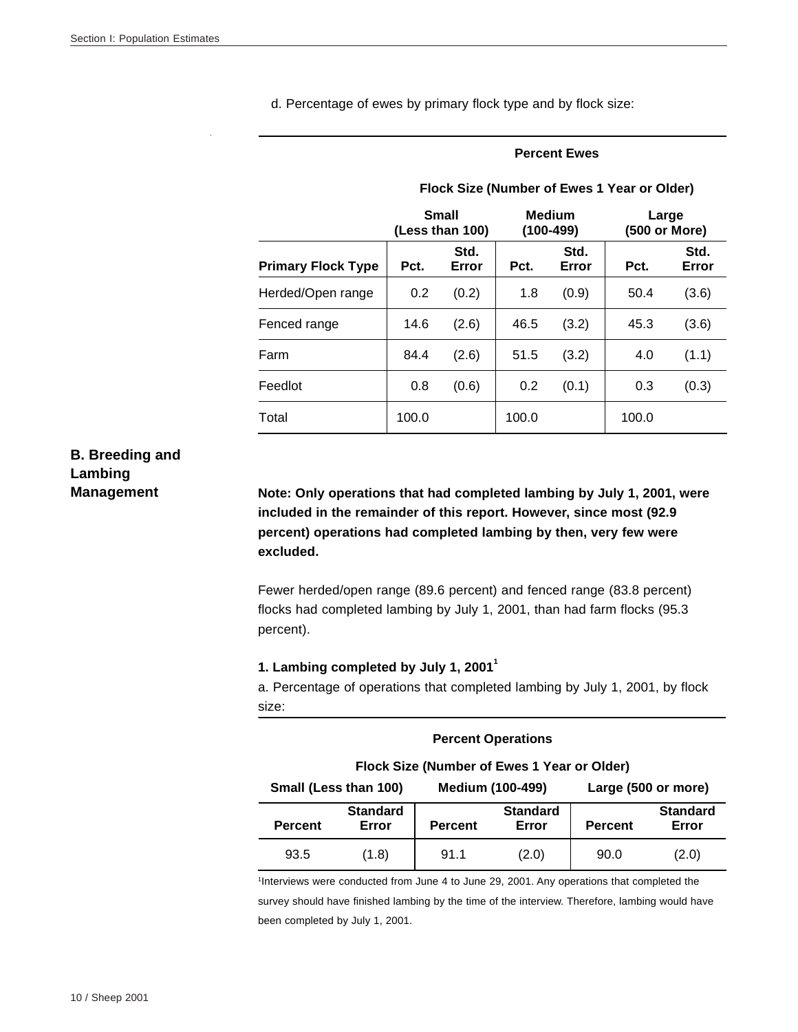d. Percentage of ewes by primary flock type and by flock size:

| | Percent Ewes | | | | | |
|---|---|---|---|---|---|---|
| | Flock Size (Number of Ewes 1 Year or Older) | | | | | |
| | Small (Less than 100) | | Medium (100-499) | | Large (500 or More) | |
| **Primary Flock Type** | **Pct.** | **Std. Error** | **Pct.** | **Std. Error** | **Pct.** | **Std. Error** |
| Herded/Open range | 0.2 | (0.2) | 1.8 | (0.9) | 50.4 | (3.6) |
| Fenced range | 14.6 | (2.6) | 46.5 | (3.2) | 45.3 | (3.6) |
| Farm | 84.4 | (2.6) | 51.5 | (3.2) | 4.0 | (1.1) |
| Feedlot | 0.8 | (0.6) | 0.2 | (0.1) | 0.3 | (0.3) |
| Total | 100.0 | | 100.0 | | 100.0 | |

## B. Breeding and Lambing Management

**Note: Only operations that had completed lambing by July 1, 2001, were included in the remainder of this report. However, since most (92.9 percent) operations had completed lambing by then, very few were excluded.**

Fewer herded/open range (89.6 percent) and fenced range (83.8 percent) flocks had completed lambing by July 1, 2001, than had farm flocks (95.3 percent).

### 1. Lambing completed by July 1, 2001[1]

a. Percentage of operations that completed lambing by July 1, 2001, by flock size:

| Percent Operations | | | | | |
|---|---|---|---|---|---|
| Flock Size (Number of Ewes 1 Year or Older) | | | | | |
| Small (Less than 100) | | Medium (100-499) | | Large (500 or more) | |
| **Percent** | **Standard Error** | **Percent** | **Standard Error** | **Percent** | **Standard Error** |
| 93.5 | (1.8) | 91.1 | (2.0) | 90.0 | (2.0) |

[1]Interviews were conducted from June 4 to June 29, 2001. Any operations that completed the survey should have finished lambing by the time of the interview. Therefore, lambing would have been completed by July 1, 2001.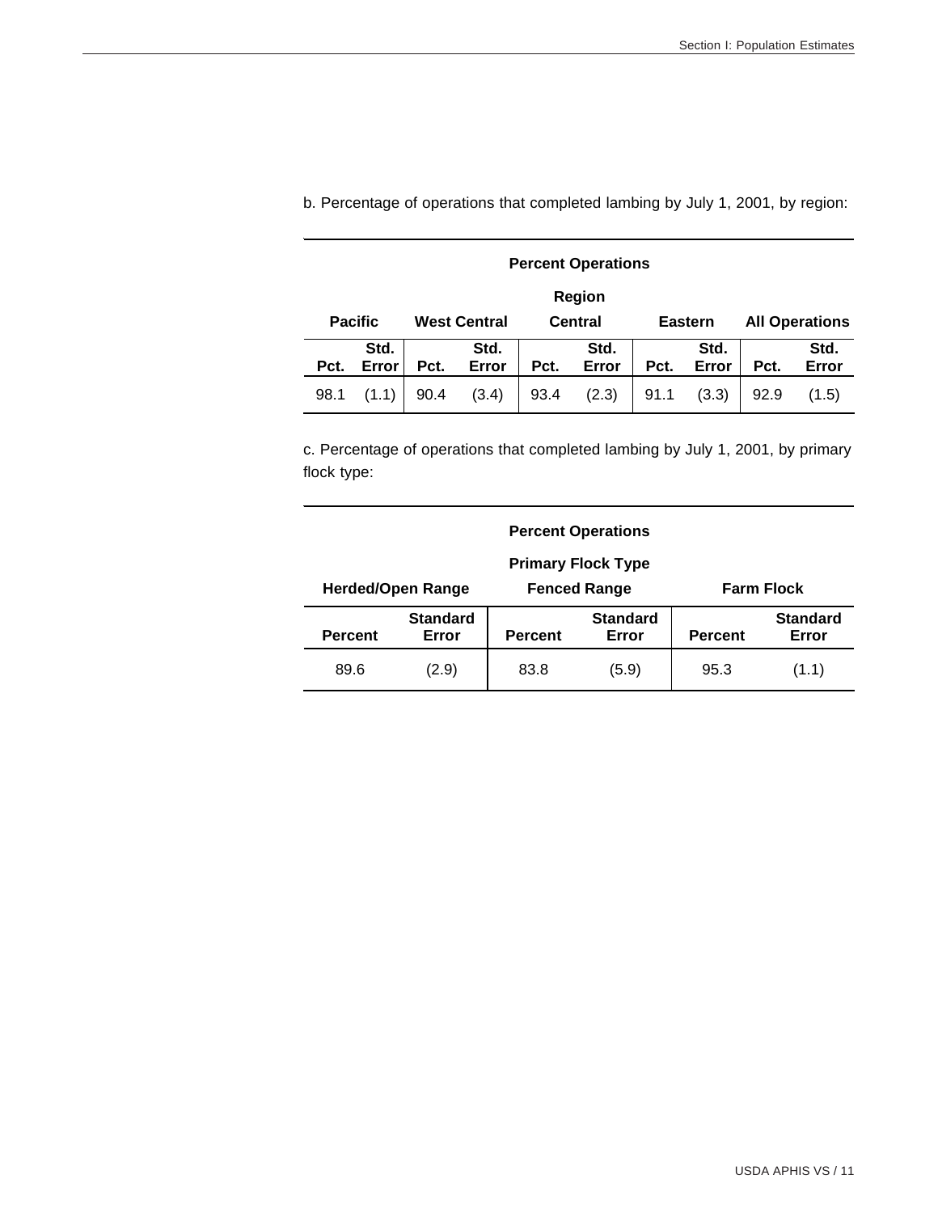b. Percentage of operations that completed lambing by July 1, 2001, by region:

| Percent Operations | | | | | | | | | |
|---|---|---|---|---|---|---|---|---|---|
| Region | | | | | | | | | |
| Pacific | | West Central | | Central | | Eastern | | All Operations | |
| Pct. | Std. Error | Pct. | Std. Error | Pct. | Std. Error | Pct. | Std. Error | Pct. | Std. Error |
| 98.1 | (1.1) | 90.4 | (3.4) | 93.4 | (2.3) | 91.1 | (3.3) | 92.9 | (1.5) |

c. Percentage of operations that completed lambing by July 1, 2001, by primary flock type:

| Percent Operations | | | | | |
|---|---|---|---|---|---|
| Primary Flock Type | | | | | |
| Herded/Open Range | | Fenced Range | | Farm Flock | |
| Percent | Standard Error | Percent | Standard Error | Percent | Standard Error |
| 89.6 | (2.9) | 83.8 | (5.9) | 95.3 | (1.1) |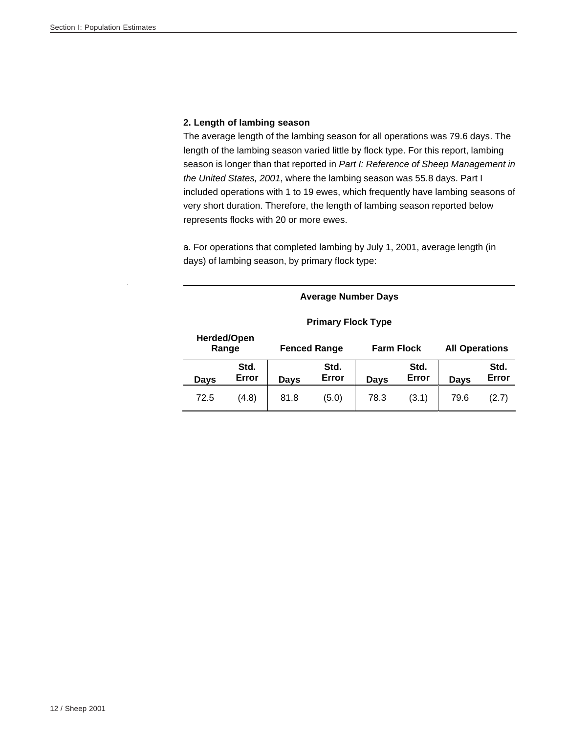### 2. Length of lambing season

The average length of the lambing season for all operations was 79.6 days. The length of the lambing season varied little by flock type. For this report, lambing season is longer than that reported in *Part I: Reference of Sheep Management in the United States, 2001*, where the lambing season was 55.8 days. Part I included operations with 1 to 19 ewes, which frequently have lambing seasons of very short duration. Therefore, the length of lambing season reported below represents flocks with 20 or more ewes.

a. For operations that completed lambing by July 1, 2001, average length (in days) of lambing season, by primary flock type:

| **Average Number Days** | | | | | | | |
|---|---|---|---|---|---|---|---|
| **Primary Flock Type** | | | | | | | |
| **Herded/Open Range** | | **Fenced Range** | | **Farm Flock** | | **All Operations** | |
| **Days** | **Std. Error** | **Days** | **Std. Error** | **Days** | **Std. Error** | **Days** | **Std. Error** |
| 72.5 | (4.8) | 81.8 | (5.0) | 78.3 | (3.1) | 79.6 | (2.7) |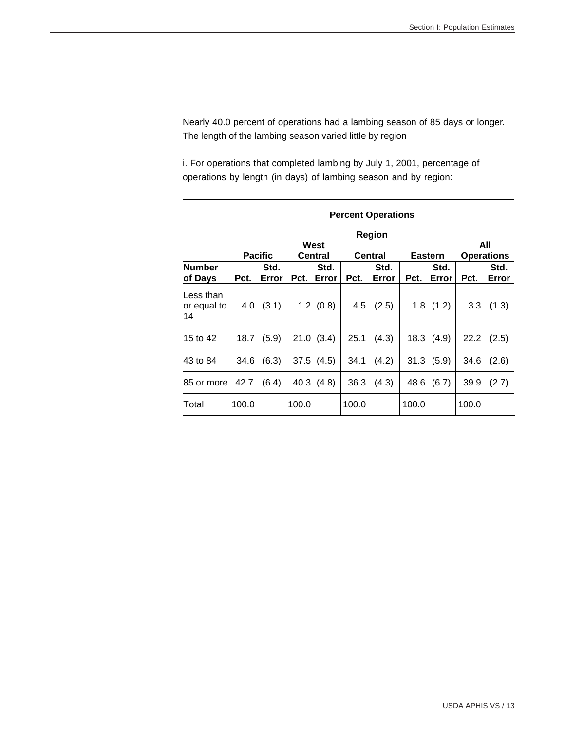Nearly 40.0 percent of operations had a lambing season of 85 days or longer. The length of the lambing season varied little by region

i. For operations that completed lambing by July 1, 2001, percentage of operations by length (in days) of lambing season and by region:

| | Percent Operations | | | | | | | | | |
|---|---|---|---|---|---|---|---|---|---|---|
| | Region | | | | | | | | | |
| | Pacific | | West Central | | Central | | Eastern | | All Operations | |
| Number of Days | Pct. | Std. Error | Pct. | Std. Error | Pct. | Std. Error | Pct. | Std. Error | Pct. | Std. Error |
| Less than or equal to 14 | 4.0 | (3.1) | 1.2 | (0.8) | 4.5 | (2.5) | 1.8 | (1.2) | 3.3 | (1.3) |
| 15 to 42 | 18.7 | (5.9) | 21.0 | (3.4) | 25.1 | (4.3) | 18.3 | (4.9) | 22.2 | (2.5) |
| 43 to 84 | 34.6 | (6.3) | 37.5 | (4.5) | 34.1 | (4.2) | 31.3 | (5.9) | 34.6 | (2.6) |
| 85 or more | 42.7 | (6.4) | 40.3 | (4.8) | 36.3 | (4.3) | 48.6 | (6.7) | 39.9 | (2.7) |
| Total | 100.0 | | 100.0 | | 100.0 | | 100.0 | | 100.0 | |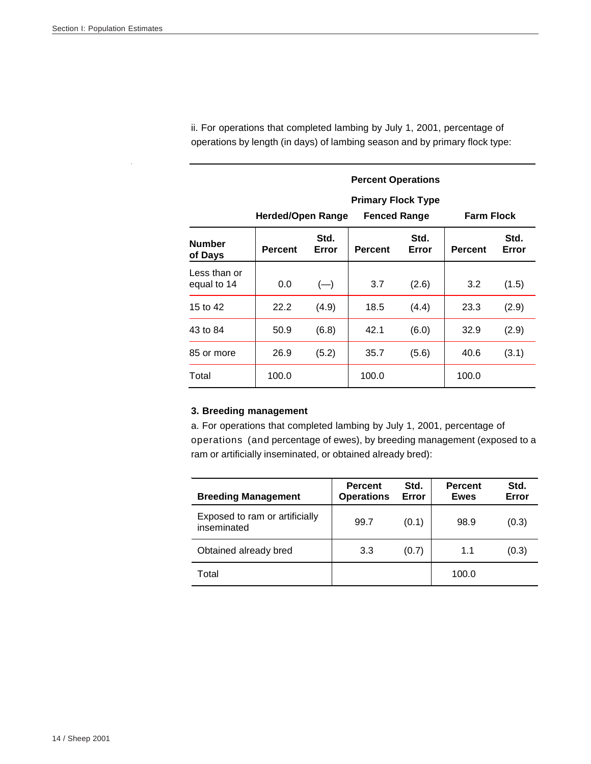ii. For operations that completed lambing by July 1, 2001, percentage of operations by length (in days) of lambing season and by primary flock type:

| | Percent Operations | | | | | |
|---|---|---|---|---|---|---|
| | Primary Flock Type | | | | | |
| | Herded/Open Range | | Fenced Range | | Farm Flock | |
| **Number of Days** | **Percent** | **Std. Error** | **Percent** | **Std. Error** | **Percent** | **Std. Error** |
| Less than or equal to 14 | 0.0 | (—) | 3.7 | (2.6) | 3.2 | (1.5) |
| 15 to 42 | 22.2 | (4.9) | 18.5 | (4.4) | 23.3 | (2.9) |
| 43 to 84 | 50.9 | (6.8) | 42.1 | (6.0) | 32.9 | (2.9) |
| 85 or more | 26.9 | (5.2) | 35.7 | (5.6) | 40.6 | (3.1) |
| Total | 100.0 | | 100.0 | | 100.0 | |

### 3. Breeding management

a. For operations that completed lambing by July 1, 2001, percentage of operations (and percentage of ewes), by breeding management (exposed to a ram or artificially inseminated, or obtained already bred):

| Breeding Management | Percent Operations | Std. Error | Percent Ewes | Std. Error |
|---|---|---|---|---|
| Exposed to ram or artificially inseminated | 99.7 | (0.1) | 98.9 | (0.3) |
| Obtained already bred | 3.3 | (0.7) | 1.1 | (0.3) |
| Total | | | 100.0 | |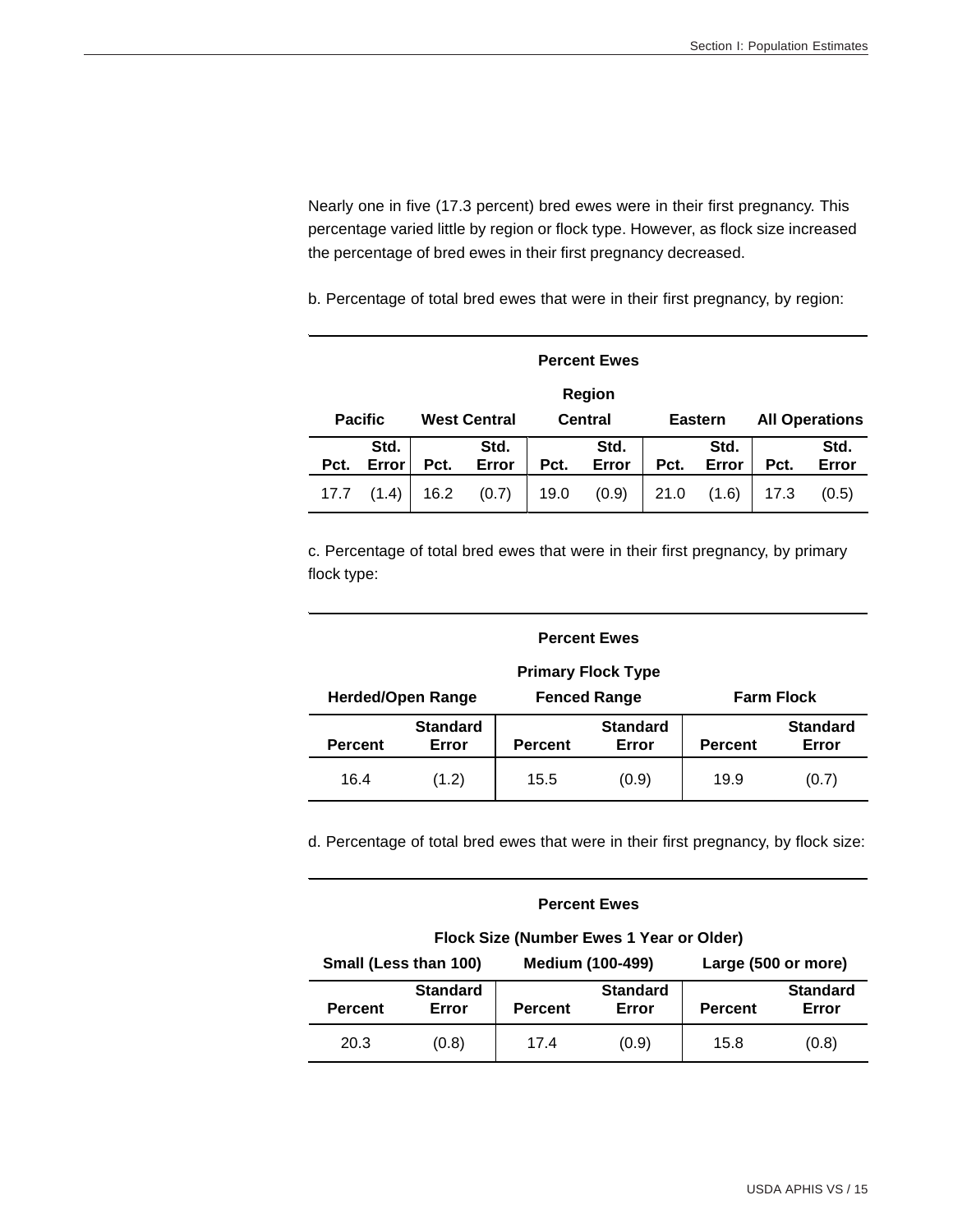Nearly one in five (17.3 percent) bred ewes were in their first pregnancy. This percentage varied little by region or flock type. However, as flock size increased the percentage of bred ewes in their first pregnancy decreased.

b. Percentage of total bred ewes that were in their first pregnancy, by region:

| Percent Ewes | | | | | | | | | |
|---|---|---|---|---|---|---|---|---|---|
| Region | | | | | | | | | |
| Pacific | | West Central | | Central | | Eastern | | All Operations | |
| Pct. | Std. Error | Pct. | Std. Error | Pct. | Std. Error | Pct. | Std. Error | Pct. | Std. Error |
| 17.7 | (1.4) | 16.2 | (0.7) | 19.0 | (0.9) | 21.0 | (1.6) | 17.3 | (0.5) |

c. Percentage of total bred ewes that were in their first pregnancy, by primary flock type:

| Percent Ewes | | | | | |
|---|---|---|---|---|---|
| Primary Flock Type | | | | | |
| Herded/Open Range | | Fenced Range | | Farm Flock | |
| Percent | Standard Error | Percent | Standard Error | Percent | Standard Error |
| 16.4 | (1.2) | 15.5 | (0.9) | 19.9 | (0.7) |

d. Percentage of total bred ewes that were in their first pregnancy, by flock size:

| Percent Ewes | | | | | |
|---|---|---|---|---|---|
| Flock Size (Number Ewes 1 Year or Older) | | | | | |
| Small (Less than 100) | | Medium (100-499) | | Large (500 or more) | |
| Percent | Standard Error | Percent | Standard Error | Percent | Standard Error |
| 20.3 | (0.8) | 17.4 | (0.9) | 15.8 | (0.8) |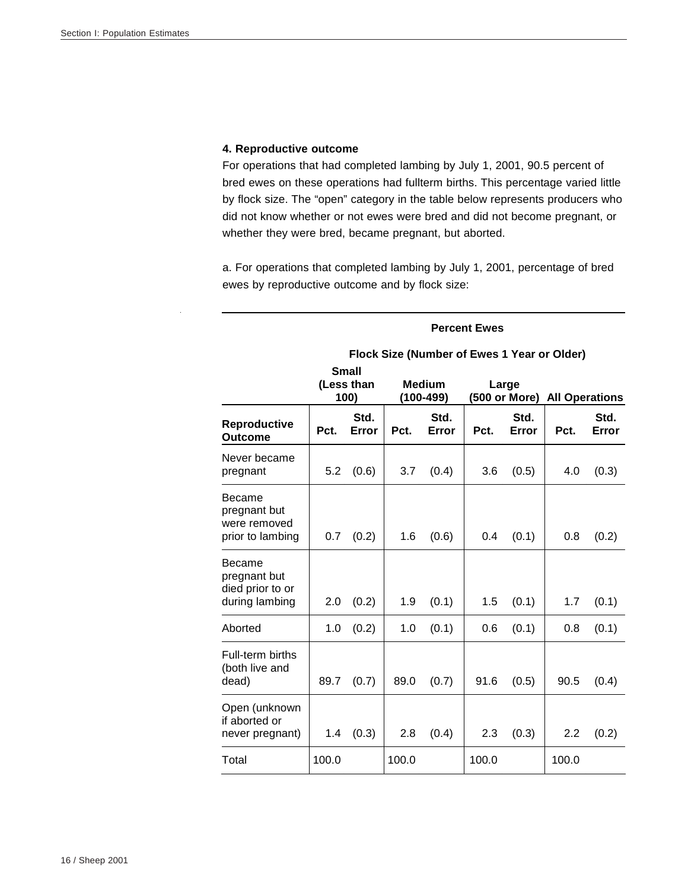### 4. Reproductive outcome

For operations that had completed lambing by July 1, 2001, 90.5 percent of bred ewes on these operations had fullterm births. This percentage varied little by flock size. The "open" category in the table below represents producers who did not know whether or not ewes were bred and did not become pregnant, or whether they were bred, became pregnant, but aborted.

a. For operations that completed lambing by July 1, 2001, percentage of bred ewes by reproductive outcome and by flock size:

| | Percent Ewes | | | | | | | |
|---|---|---|---|---|---|---|---|---|
| | Flock Size (Number of Ewes 1 Year or Older) | | | | | | | |
| | Small (Less than 100) | | Medium (100-499) | | Large (500 or More) | | All Operations | |
| **Reproductive Outcome** | **Pct.** | **Std. Error** | **Pct.** | **Std. Error** | **Pct.** | **Std. Error** | **Pct.** | **Std. Error** |
| Never became pregnant | 5.2 | (0.6) | 3.7 | (0.4) | 3.6 | (0.5) | 4.0 | (0.3) |
| Became pregnant but were removed prior to lambing | 0.7 | (0.2) | 1.6 | (0.6) | 0.4 | (0.1) | 0.8 | (0.2) |
| Became pregnant but died prior to or during lambing | 2.0 | (0.2) | 1.9 | (0.1) | 1.5 | (0.1) | 1.7 | (0.1) |
| Aborted | 1.0 | (0.2) | 1.0 | (0.1) | 0.6 | (0.1) | 0.8 | (0.1) |
| Full-term births (both live and dead) | 89.7 | (0.7) | 89.0 | (0.7) | 91.6 | (0.5) | 90.5 | (0.4) |
| Open (unknown if aborted or never pregnant) | 1.4 | (0.3) | 2.8 | (0.4) | 2.3 | (0.3) | 2.2 | (0.2) |
| Total | 100.0 | | 100.0 | | 100.0 | | 100.0 | |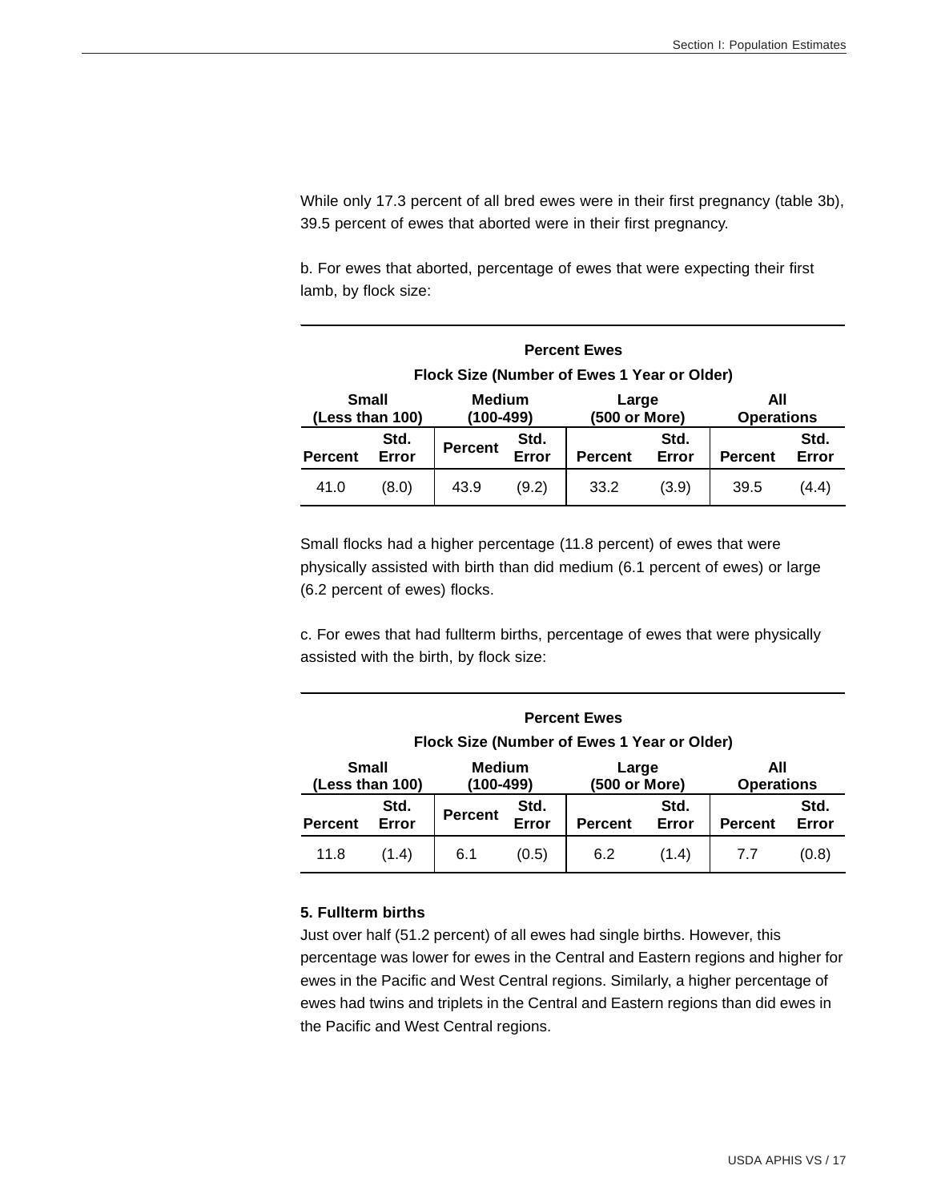While only 17.3 percent of all bred ewes were in their first pregnancy (table 3b), 39.5 percent of ewes that aborted were in their first pregnancy.

b. For ewes that aborted, percentage of ewes that were expecting their first lamb, by flock size:

| Percent Ewes | | | | | | | |
|---|---|---|---|---|---|---|---|
| Flock Size (Number of Ewes 1 Year or Older) | | | | | | | |
| Small (Less than 100) | | Medium (100-499) | | Large (500 or More) | | All Operations | |
| Percent | Std. Error | Percent | Std. Error | Percent | Std. Error | Percent | Std. Error |
| 41.0 | (8.0) | 43.9 | (9.2) | 33.2 | (3.9) | 39.5 | (4.4) |

Small flocks had a higher percentage (11.8 percent) of ewes that were physically assisted with birth than did medium (6.1 percent of ewes) or large (6.2 percent of ewes) flocks.

c. For ewes that had fullterm births, percentage of ewes that were physically assisted with the birth, by flock size:

| Percent Ewes | | | | | | | |
|---|---|---|---|---|---|---|---|
| Flock Size (Number of Ewes 1 Year or Older) | | | | | | | |
| Small (Less than 100) | | Medium (100-499) | | Large (500 or More) | | All Operations | |
| Percent | Std. Error | Percent | Std. Error | Percent | Std. Error | Percent | Std. Error |
| 11.8 | (1.4) | 6.1 | (0.5) | 6.2 | (1.4) | 7.7 | (0.8) |

**5. Fullterm births**

Just over half (51.2 percent) of all ewes had single births. However, this percentage was lower for ewes in the Central and Eastern regions and higher for ewes in the Pacific and West Central regions. Similarly, a higher percentage of ewes had twins and triplets in the Central and Eastern regions than did ewes in the Pacific and West Central regions.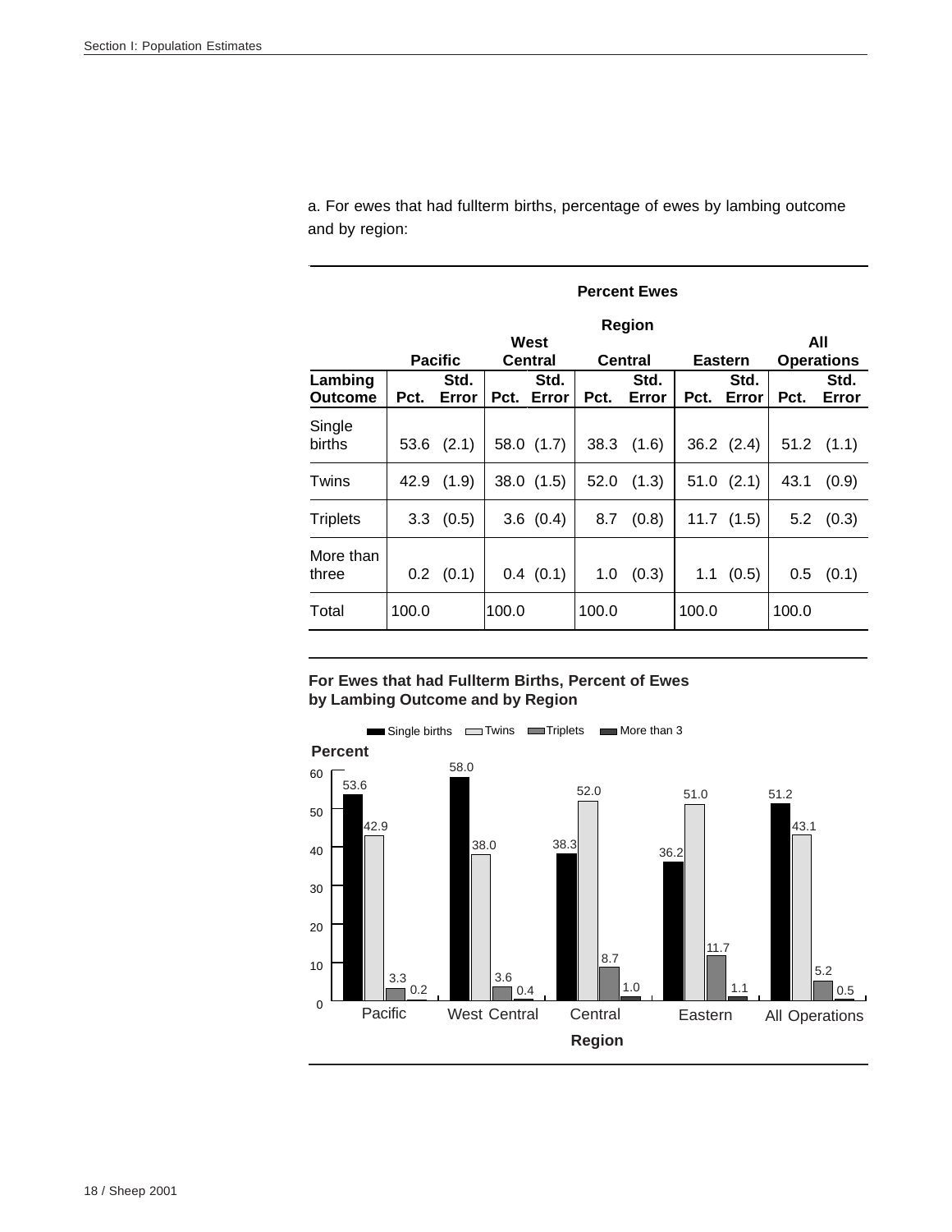a. For ewes that had fullterm births, percentage of ewes by lambing outcome and by region:

| | Percent Ewes | | | | | | | | | |
|---|---|---|---|---|---|---|---|---|---|---|
| | Region | | | | | | | | | |
| | Pacific | | West Central | | Central | | Eastern | | All Operations | |
| Lambing Outcome | Pct. | Std. Error | Pct. | Std. Error | Pct. | Std. Error | Pct. | Std. Error | Pct. | Std. Error |
| Single births | 53.6 | (2.1) | 58.0 | (1.7) | 38.3 | (1.6) | 36.2 | (2.4) | 51.2 | (1.1) |
| Twins | 42.9 | (1.9) | 38.0 | (1.5) | 52.0 | (1.3) | 51.0 | (2.1) | 43.1 | (0.9) |
| Triplets | 3.3 | (0.5) | 3.6 | (0.4) | 8.7 | (0.8) | 11.7 | (1.5) | 5.2 | (0.3) |
| More than three | 0.2 | (0.1) | 0.4 | (0.1) | 1.0 | (0.3) | 1.1 | (0.5) | 0.5 | (0.1) |
| Total | 100.0 | | 100.0 | | 100.0 | | 100.0 | | 100.0 | |

**For Ewes that had Fullterm Births, Percent of Ewes by Lambing Outcome and by Region**

| Region | Single births | Twins | Triplets | More than 3 |
|---|---|---|---|---|
| Pacific | 53.6 | 42.9 | 3.3 | 0.2 |
| West Central | 58.0 | 38.0 | 3.6 | 0.4 |
| Central | 38.3 | 52.0 | 8.7 | 1.0 |
| Eastern | 36.2 | 51.0 | 11.7 | 1.1 |
| All Operations | 51.2 | 43.1 | 5.2 | 0.5 |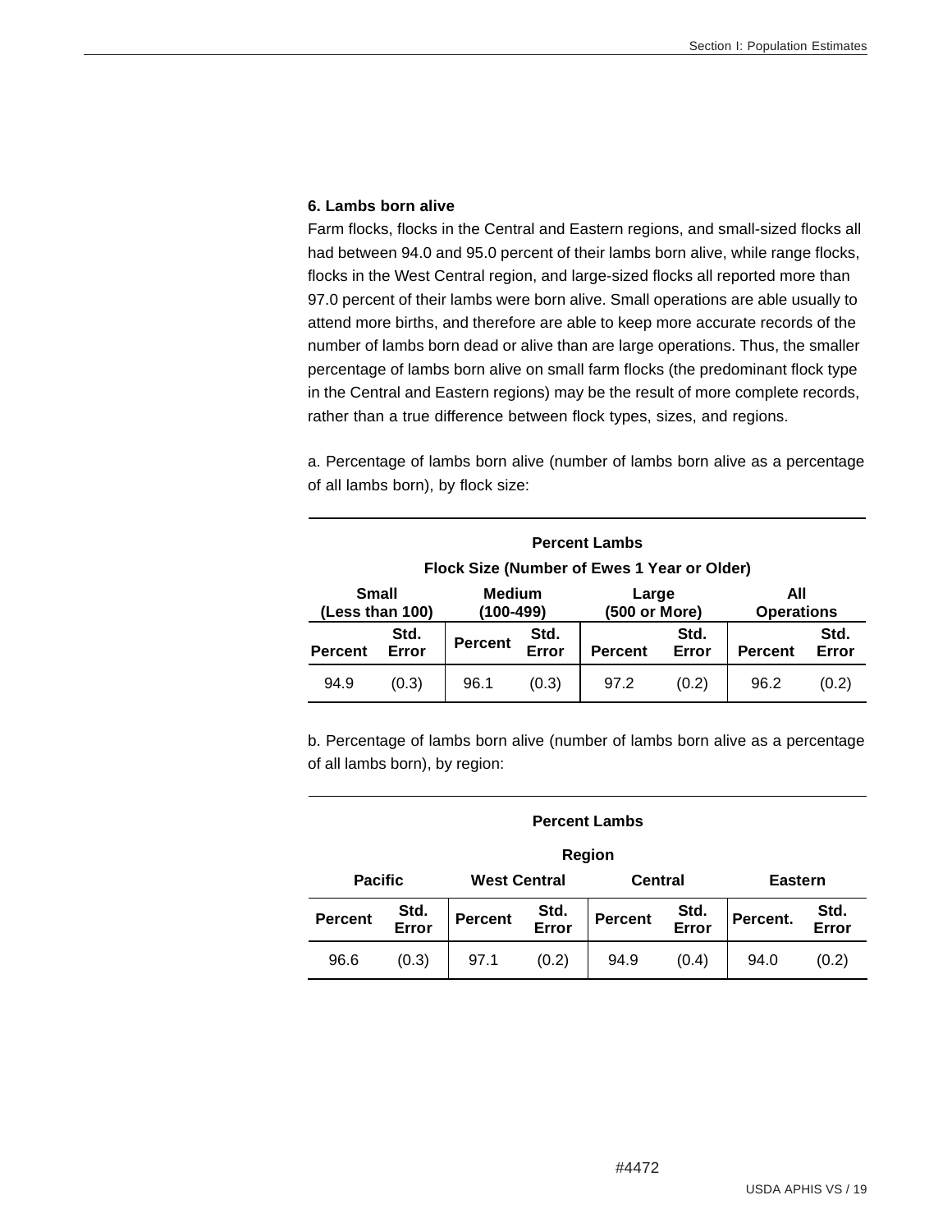### 6. Lambs born alive

Farm flocks, flocks in the Central and Eastern regions, and small-sized flocks all had between 94.0 and 95.0 percent of their lambs born alive, while range flocks, flocks in the West Central region, and large-sized flocks all reported more than 97.0 percent of their lambs were born alive. Small operations are able usually to attend more births, and therefore are able to keep more accurate records of the number of lambs born dead or alive than are large operations. Thus, the smaller percentage of lambs born alive on small farm flocks (the predominant flock type in the Central and Eastern regions) may be the result of more complete records, rather than a true difference between flock types, sizes, and regions.

a. Percentage of lambs born alive (number of lambs born alive as a percentage of all lambs born), by flock size:

| Percent Lambs | | | | | | | |
|---|---|---|---|---|---|---|---|
| Flock Size (Number of Ewes 1 Year or Older) | | | | | | | |
| Small (Less than 100) | | Medium (100-499) | | Large (500 or More) | | All Operations | |
| Percent | Std. Error | Percent | Std. Error | Percent | Std. Error | Percent | Std. Error |
| 94.9 | (0.3) | 96.1 | (0.3) | 97.2 | (0.2) | 96.2 | (0.2) |

b. Percentage of lambs born alive (number of lambs born alive as a percentage of all lambs born), by region:

| Percent Lambs | | | | | | | |
|---|---|---|---|---|---|---|---|
| Region | | | | | | | |
| Pacific | | West Central | | Central | | Eastern | |
| Percent | Std. Error | Percent | Std. Error | Percent | Std. Error | Percent. | Std. Error |
| 96.6 | (0.3) | 97.1 | (0.2) | 94.9 | (0.4) | 94.0 | (0.2) |

#4472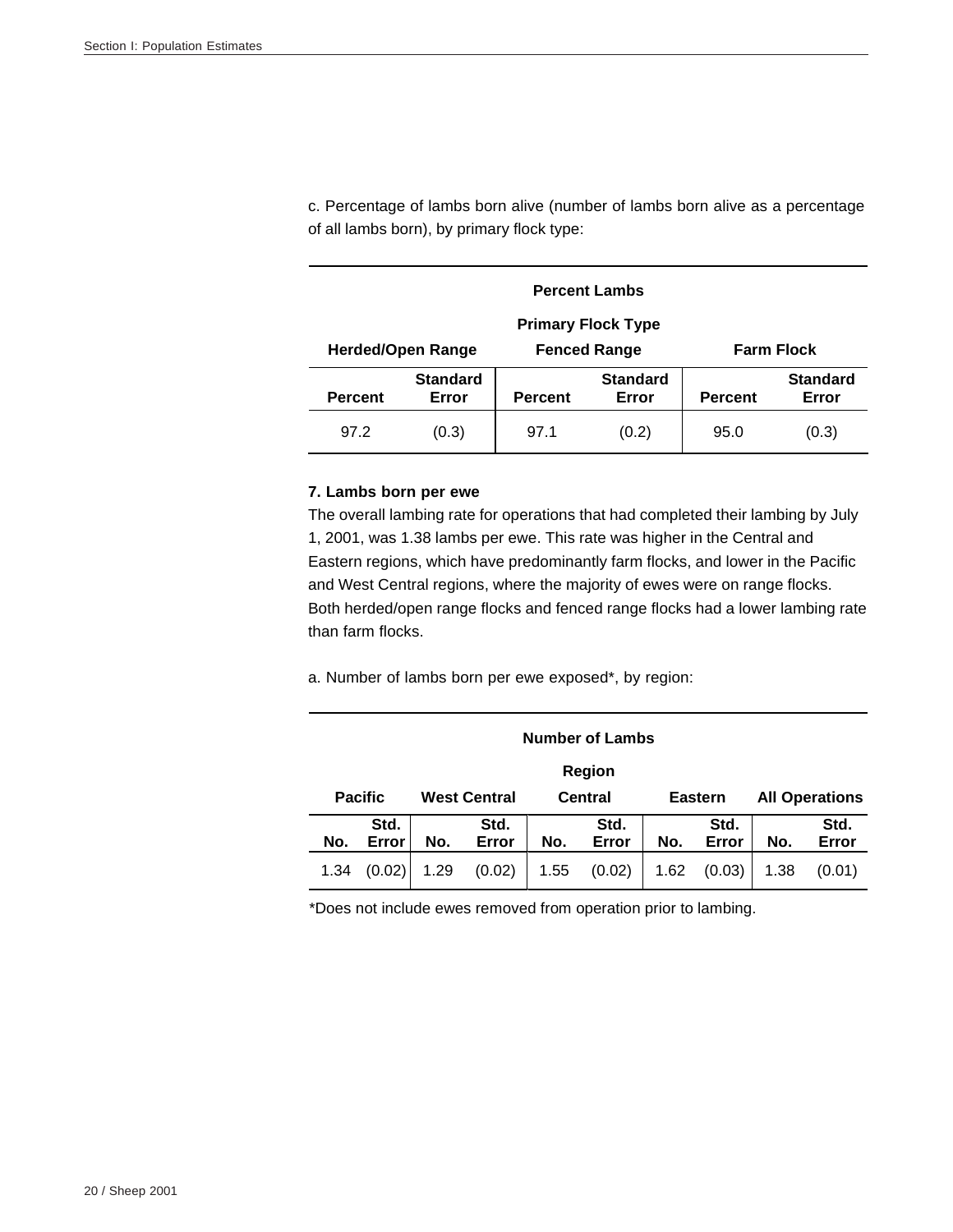c. Percentage of lambs born alive (number of lambs born alive as a percentage of all lambs born), by primary flock type:

| Percent Lambs | | | | | |
|---|---|---|---|---|---|
| Primary Flock Type | | | | | |
| Herded/Open Range | | Fenced Range | | Farm Flock | |
| Percent | Standard Error | Percent | Standard Error | Percent | Standard Error |
| 97.2 | (0.3) | 97.1 | (0.2) | 95.0 | (0.3) |

**7. Lambs born per ewe**

The overall lambing rate for operations that had completed their lambing by July 1, 2001, was 1.38 lambs per ewe. This rate was higher in the Central and Eastern regions, which have predominantly farm flocks, and lower in the Pacific and West Central regions, where the majority of ewes were on range flocks. Both herded/open range flocks and fenced range flocks had a lower lambing rate than farm flocks.

a. Number of lambs born per ewe exposed*, by region:

| Number of Lambs | | | | | | | | | |
|---|---|---|---|---|---|---|---|---|---|
| Region | | | | | | | | | |
| Pacific | | West Central | | Central | | Eastern | | All Operations | |
| No. | Std. Error | No. | Std. Error | No. | Std. Error | No. | Std. Error | No. | Std. Error |
| 1.34 | (0.02) | 1.29 | (0.02) | 1.55 | (0.02) | 1.62 | (0.03) | 1.38 | (0.01) |

*Does not include ewes removed from operation prior to lambing.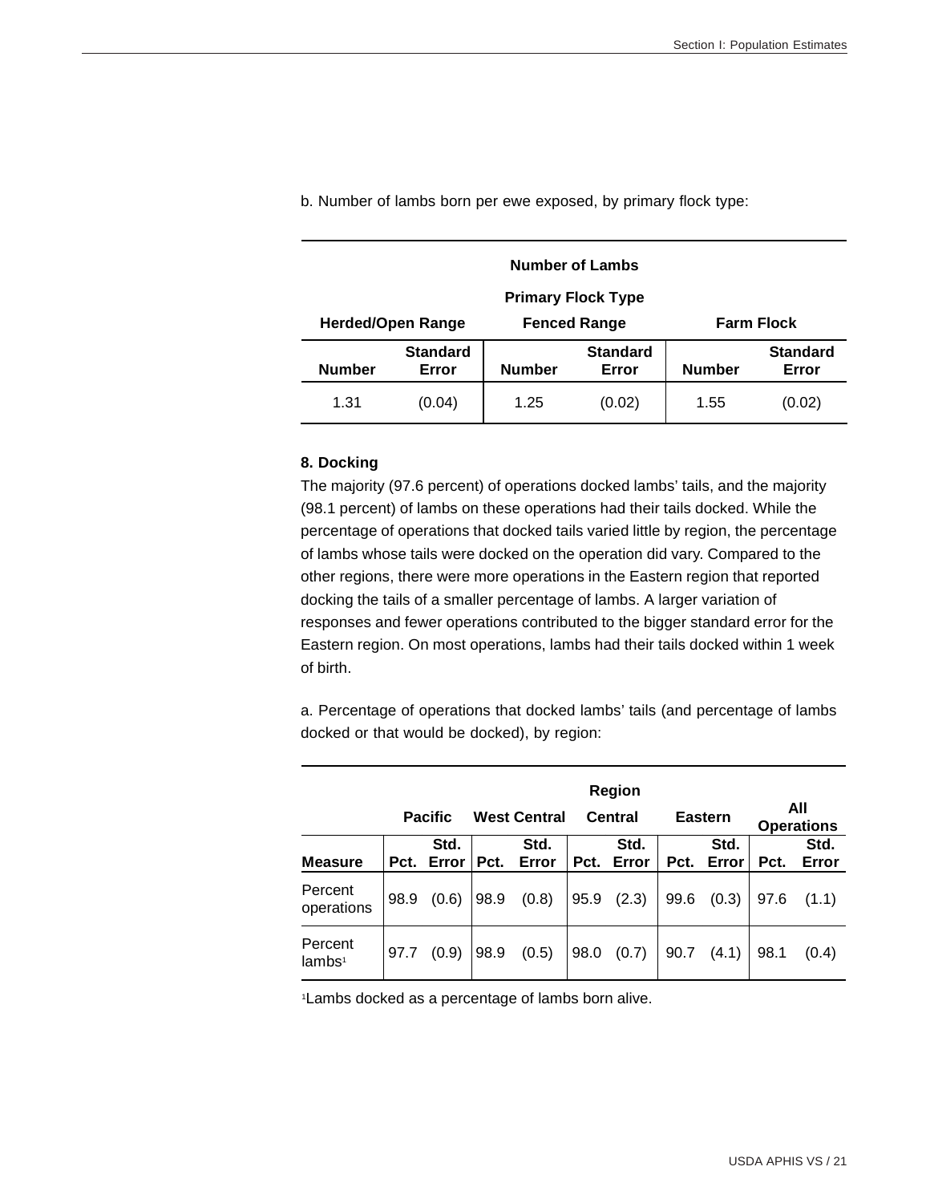b. Number of lambs born per ewe exposed, by primary flock type:

| Number of Lambs | | | | | |
|---|---|---|---|---|---|
| Primary Flock Type | | | | | |
| Herded/Open Range | | Fenced Range | | Farm Flock | |
| Number | Standard Error | Number | Standard Error | Number | Standard Error |
| 1.31 | (0.04) | 1.25 | (0.02) | 1.55 | (0.02) |

**8. Docking**

The majority (97.6 percent) of operations docked lambs' tails, and the majority (98.1 percent) of lambs on these operations had their tails docked. While the percentage of operations that docked tails varied little by region, the percentage of lambs whose tails were docked on the operation did vary. Compared to the other regions, there were more operations in the Eastern region that reported docking the tails of a smaller percentage of lambs. A larger variation of responses and fewer operations contributed to the bigger standard error for the Eastern region. On most operations, lambs had their tails docked within 1 week of birth.

a. Percentage of operations that docked lambs' tails (and percentage of lambs docked or that would be docked), by region:

| | Region | | | | | | | | | |
|---|---|---|---|---|---|---|---|---|---|---|
| | Pacific | | West Central | | Central | | Eastern | | All Operations | |
| Measure | Pct. | Std. Error | Pct. | Std. Error | Pct. | Std. Error | Pct. | Std. Error | Pct. | Std. Error |
| Percent operations | 98.9 | (0.6) | 98.9 | (0.8) | 95.9 | (2.3) | 99.6 | (0.3) | 97.6 | (1.1) |
| Percent lambs[1] | 97.7 | (0.9) | 98.9 | (0.5) | 98.0 | (0.7) | 90.7 | (4.1) | 98.1 | (0.4) |

[1]Lambs docked as a percentage of lambs born alive.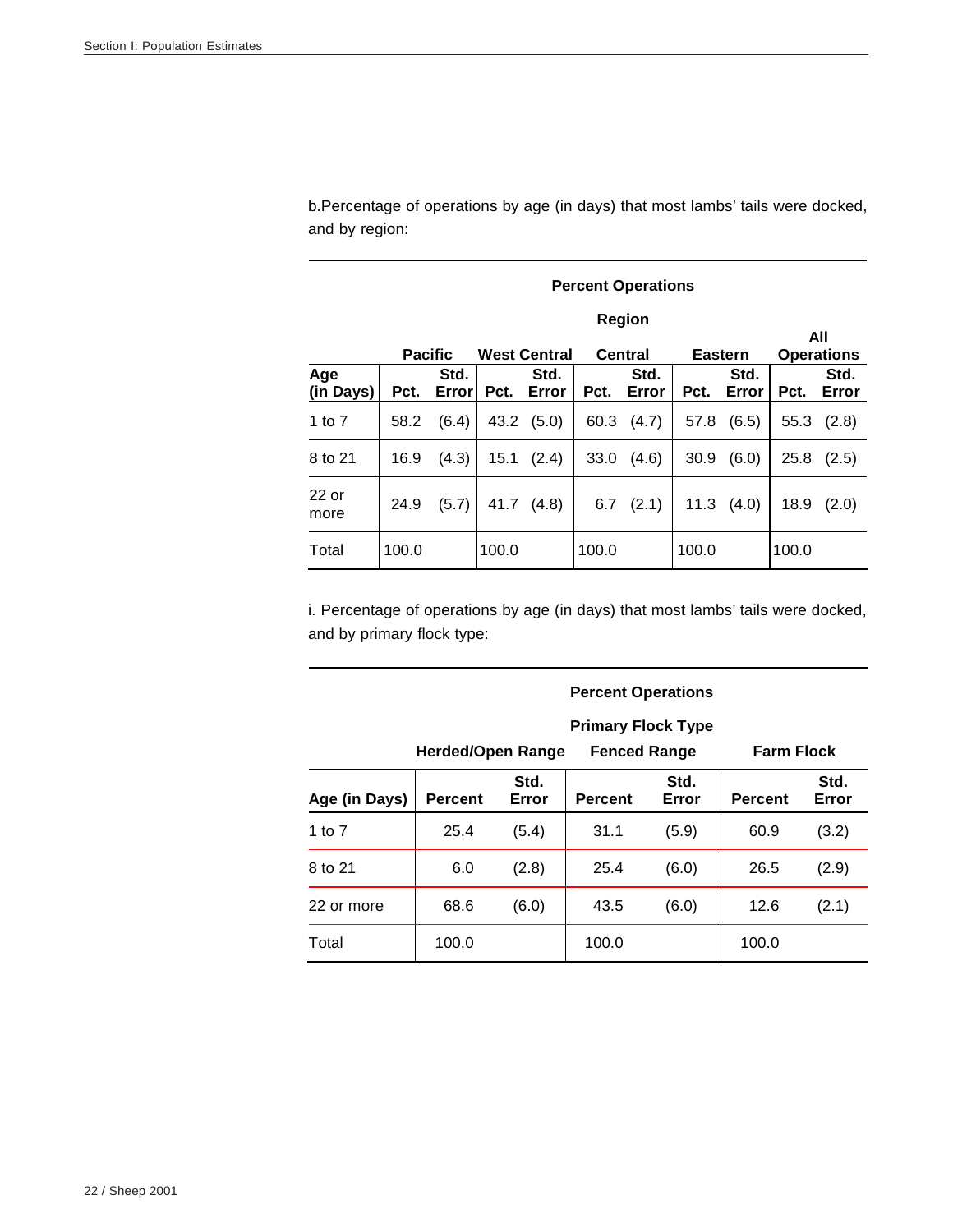b.Percentage of operations by age (in days) that most lambs' tails were docked, and by region:

| | **Percent Operations** | | | | | | | | | |
|---|---|---|---|---|---|---|---|---|---|---|
| | **Region** | | | | | | | | | |
| | **Pacific** | | **West Central** | | **Central** | | **Eastern** | | **All Operations** | |
| **Age (in Days)** | **Pct.** | **Std. Error** | **Pct.** | **Std. Error** | **Pct.** | **Std. Error** | **Pct.** | **Std. Error** | **Pct.** | **Std. Error** |
| 1 to 7 | 58.2 | (6.4) | 43.2 | (5.0) | 60.3 | (4.7) | 57.8 | (6.5) | 55.3 | (2.8) |
| 8 to 21 | 16.9 | (4.3) | 15.1 | (2.4) | 33.0 | (4.6) | 30.9 | (6.0) | 25.8 | (2.5) |
| 22 or more | 24.9 | (5.7) | 41.7 | (4.8) | 6.7 | (2.1) | 11.3 | (4.0) | 18.9 | (2.0) |
| Total | 100.0 | | 100.0 | | 100.0 | | 100.0 | | 100.0 | |

i. Percentage of operations by age (in days) that most lambs' tails were docked, and by primary flock type:

| | **Percent Operations** | | | | | |
|---|---|---|---|---|---|---|
| | **Primary Flock Type** | | | | | |
| | **Herded/Open Range** | | **Fenced Range** | | **Farm Flock** | |
| **Age (in Days)** | **Percent** | **Std. Error** | **Percent** | **Std. Error** | **Percent** | **Std. Error** |
| 1 to 7 | 25.4 | (5.4) | 31.1 | (5.9) | 60.9 | (3.2) |
| 8 to 21 | 6.0 | (2.8) | 25.4 | (6.0) | 26.5 | (2.9) |
| 22 or more | 68.6 | (6.0) | 43.5 | (6.0) | 12.6 | (2.1) |
| Total | 100.0 | | 100.0 | | 100.0 | |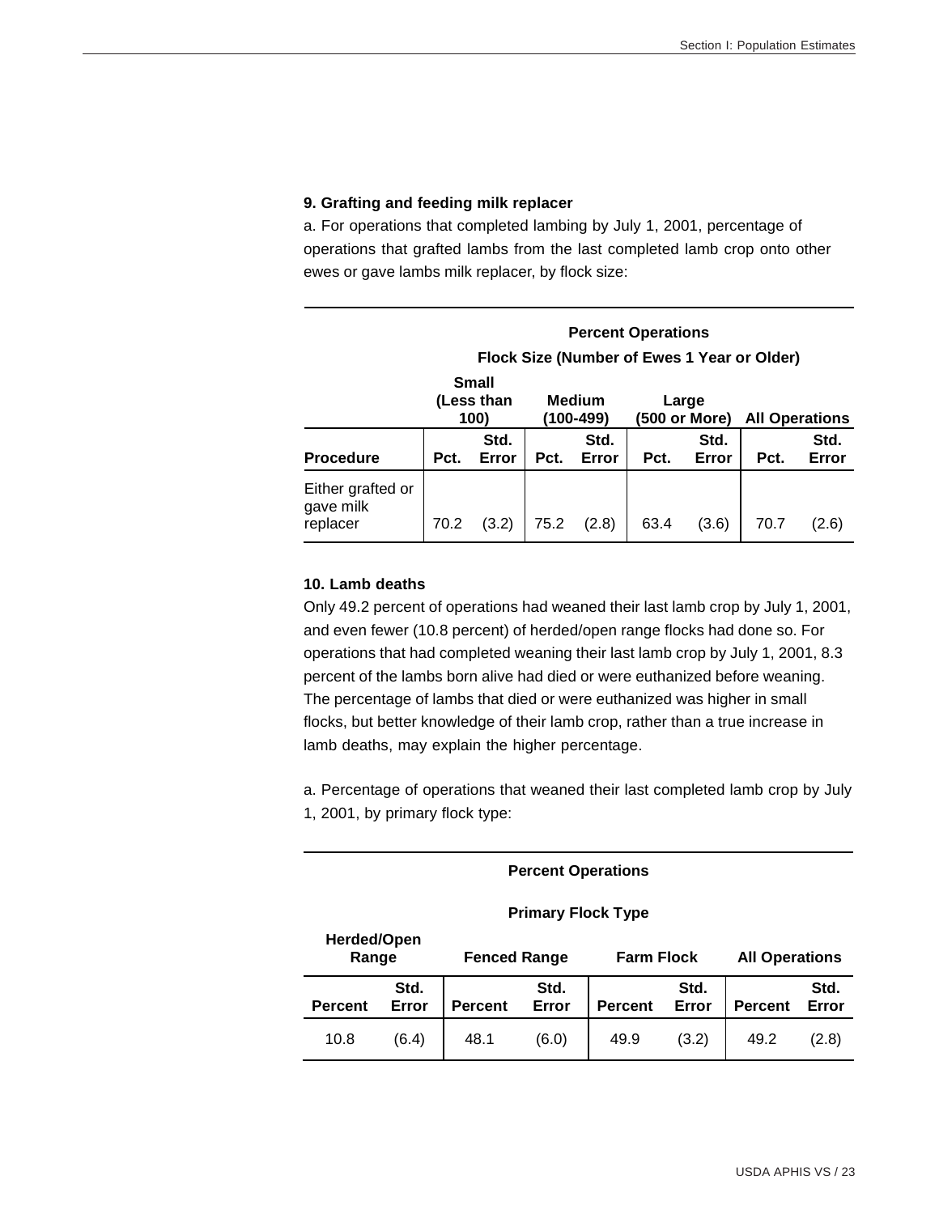**9. Grafting and feeding milk replacer**

a. For operations that completed lambing by July 1, 2001, percentage of operations that grafted lambs from the last completed lamb crop onto other ewes or gave lambs milk replacer, by flock size:

| | Percent Operations | | | | | | | |
|---|---|---|---|---|---|---|---|---|
| | Flock Size (Number of Ewes 1 Year or Older) | | | | | | | |
| | Small (Less than 100) | | Medium (100-499) | | Large (500 or More) | | All Operations | |
| Procedure | Pct. | Std. Error | Pct. | Std. Error | Pct. | Std. Error | Pct. | Std. Error |
| Either grafted or gave milk replacer | 70.2 | (3.2) | 75.2 | (2.8) | 63.4 | (3.6) | 70.7 | (2.6) |

**10. Lamb deaths**

Only 49.2 percent of operations had weaned their last lamb crop by July 1, 2001, and even fewer (10.8 percent) of herded/open range flocks had done so. For operations that had completed weaning their last lamb crop by July 1, 2001, 8.3 percent of the lambs born alive had died or were euthanized before weaning. The percentage of lambs that died or were euthanized was higher in small flocks, but better knowledge of their lamb crop, rather than a true increase in lamb deaths, may explain the higher percentage.

a. Percentage of operations that weaned their last completed lamb crop by July 1, 2001, by primary flock type:

| Percent Operations | | | | | | | |
|---|---|---|---|---|---|---|---|
| Primary Flock Type | | | | | | | |
| Herded/Open Range | | Fenced Range | | Farm Flock | | All Operations | |
| Percent | Std. Error | Percent | Std. Error | Percent | Std. Error | Percent | Std. Error |
| 10.8 | (6.4) | 48.1 | (6.0) | 49.9 | (3.2) | 49.2 | (2.8) |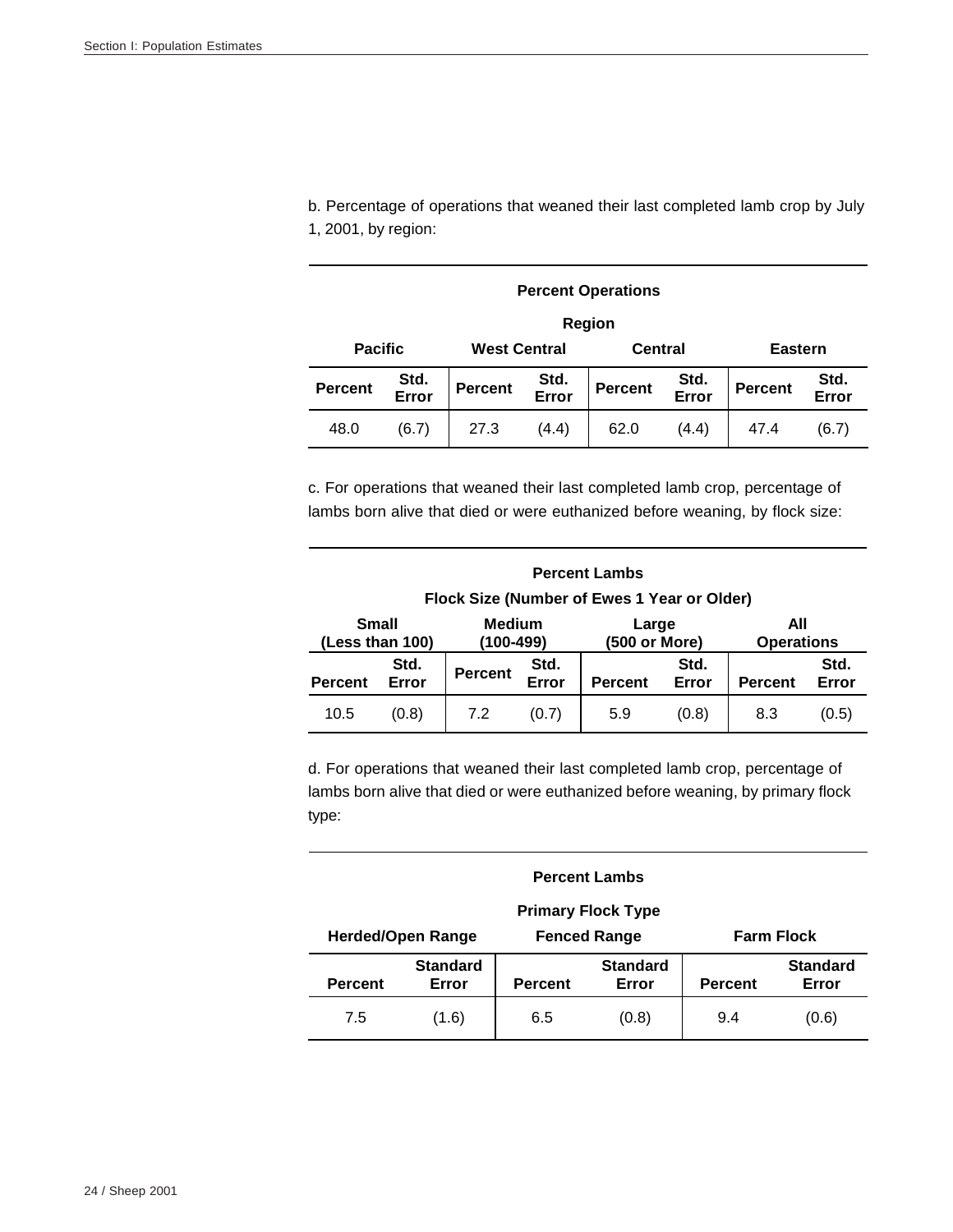b. Percentage of operations that weaned their last completed lamb crop by July 1, 2001, by region:

| **Percent Operations** | | | | | | | |
|---|---|---|---|---|---|---|---|
| **Region** | | | | | | | |
| **Pacific** | | **West Central** | | **Central** | | **Eastern** | |
| **Percent** | **Std. Error** | **Percent** | **Std. Error** | **Percent** | **Std. Error** | **Percent** | **Std. Error** |
| 48.0 | (6.7) | 27.3 | (4.4) | 62.0 | (4.4) | 47.4 | (6.7) |

c. For operations that weaned their last completed lamb crop, percentage of lambs born alive that died or were euthanized before weaning, by flock size:

| **Percent Lambs** | | | | | | | |
|---|---|---|---|---|---|---|---|
| **Flock Size (Number of Ewes 1 Year or Older)** | | | | | | | |
| **Small (Less than 100)** | | **Medium (100-499)** | | **Large (500 or More)** | | **All Operations** | |
| **Percent** | **Std. Error** | **Percent** | **Std. Error** | **Percent** | **Std. Error** | **Percent** | **Std. Error** |
| 10.5 | (0.8) | 7.2 | (0.7) | 5.9 | (0.8) | 8.3 | (0.5) |

d. For operations that weaned their last completed lamb crop, percentage of lambs born alive that died or were euthanized before weaning, by primary flock type:

| **Percent Lambs** | | | | | |
|---|---|---|---|---|---|
| **Primary Flock Type** | | | | | |
| **Herded/Open Range** | | **Fenced Range** | | **Farm Flock** | |
| **Percent** | **Standard Error** | **Percent** | **Standard Error** | **Percent** | **Standard Error** |
| 7.5 | (1.6) | 6.5 | (0.8) | 9.4 | (0.6) |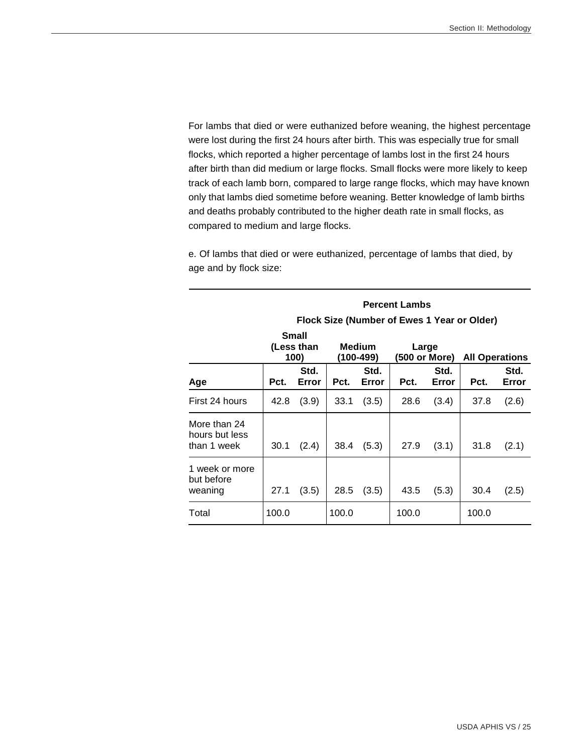For lambs that died or were euthanized before weaning, the highest percentage were lost during the first 24 hours after birth. This was especially true for small flocks, which reported a higher percentage of lambs lost in the first 24 hours after birth than did medium or large flocks. Small flocks were more likely to keep track of each lamb born, compared to large range flocks, which may have known only that lambs died sometime before weaning. Better knowledge of lamb births and deaths probably contributed to the higher death rate in small flocks, as compared to medium and large flocks.

e. Of lambs that died or were euthanized, percentage of lambs that died, by age and by flock size:

| | **Percent Lambs** | | | | | | | |
|---|---|---|---|---|---|---|---|---|
| | **Flock Size (Number of Ewes 1 Year or Older)** | | | | | | | |
| | **Small (Less than 100)** | | **Medium (100-499)** | | **Large (500 or More)** | | **All Operations** | |
| **Age** | **Pct.** | **Std. Error** | **Pct.** | **Std. Error** | **Pct.** | **Std. Error** | **Pct.** | **Std. Error** |
| First 24 hours | 42.8 | (3.9) | 33.1 | (3.5) | 28.6 | (3.4) | 37.8 | (2.6) |
| More than 24 hours but less than 1 week | 30.1 | (2.4) | 38.4 | (5.3) | 27.9 | (3.1) | 31.8 | (2.1) |
| 1 week or more but before weaning | 27.1 | (3.5) | 28.5 | (3.5) | 43.5 | (5.3) | 30.4 | (2.5) |
| Total | 100.0 | | 100.0 | | 100.0 | | 100.0 | |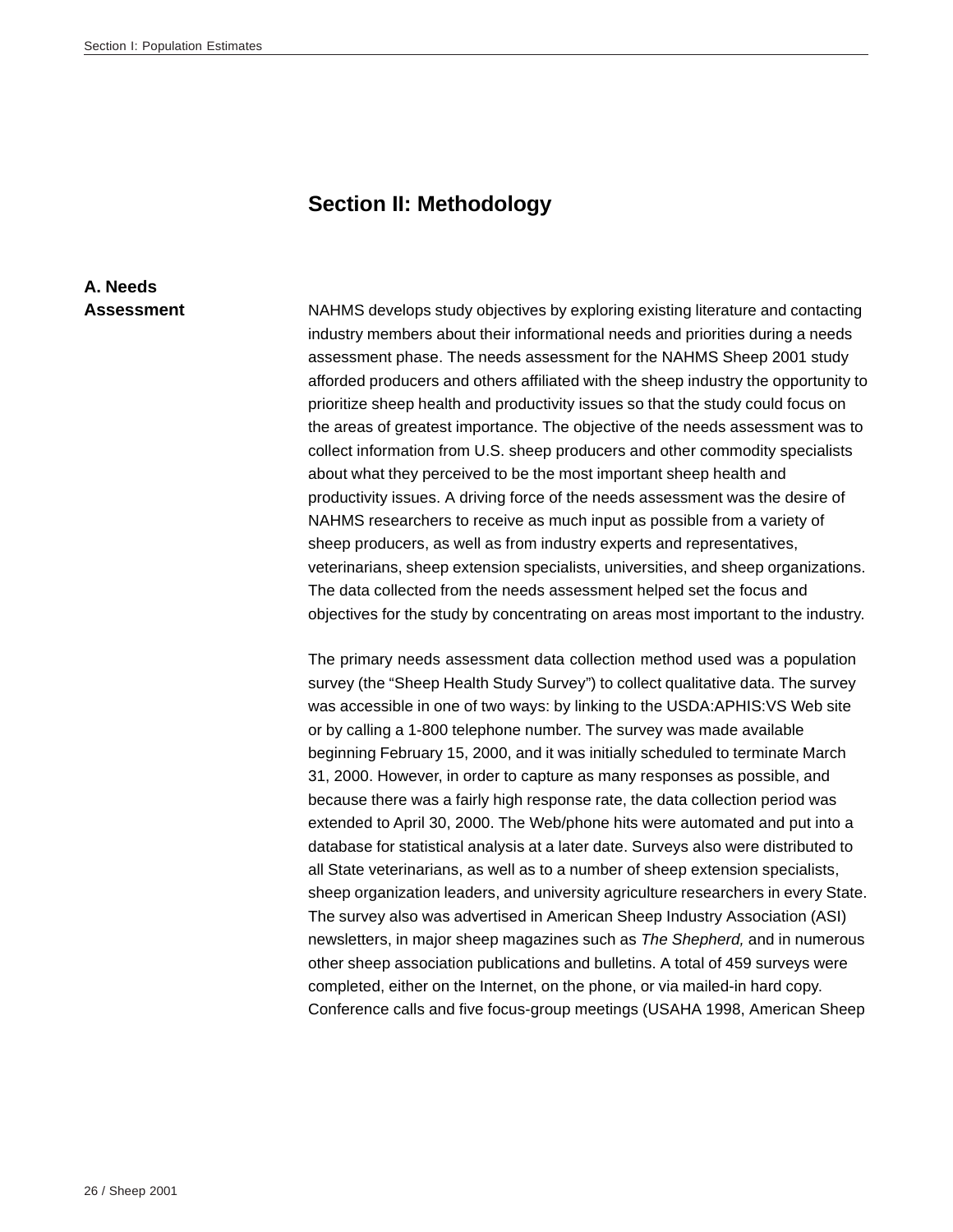# Section II: Methodology

## A. Needs Assessment

NAHMS develops study objectives by exploring existing literature and contacting industry members about their informational needs and priorities during a needs assessment phase. The needs assessment for the NAHMS Sheep 2001 study afforded producers and others affiliated with the sheep industry the opportunity to prioritize sheep health and productivity issues so that the study could focus on the areas of greatest importance. The objective of the needs assessment was to collect information from U.S. sheep producers and other commodity specialists about what they perceived to be the most important sheep health and productivity issues. A driving force of the needs assessment was the desire of NAHMS researchers to receive as much input as possible from a variety of sheep producers, as well as from industry experts and representatives, veterinarians, sheep extension specialists, universities, and sheep organizations. The data collected from the needs assessment helped set the focus and objectives for the study by concentrating on areas most important to the industry.

The primary needs assessment data collection method used was a population survey (the "Sheep Health Study Survey") to collect qualitative data. The survey was accessible in one of two ways: by linking to the USDA:APHIS:VS Web site or by calling a 1-800 telephone number. The survey was made available beginning February 15, 2000, and it was initially scheduled to terminate March 31, 2000. However, in order to capture as many responses as possible, and because there was a fairly high response rate, the data collection period was extended to April 30, 2000. The Web/phone hits were automated and put into a database for statistical analysis at a later date. Surveys also were distributed to all State veterinarians, as well as to a number of sheep extension specialists, sheep organization leaders, and university agriculture researchers in every State. The survey also was advertised in American Sheep Industry Association (ASI) newsletters, in major sheep magazines such as *The Shepherd,* and in numerous other sheep association publications and bulletins. A total of 459 surveys were completed, either on the Internet, on the phone, or via mailed-in hard copy. Conference calls and five focus-group meetings (USAHA 1998, American Sheep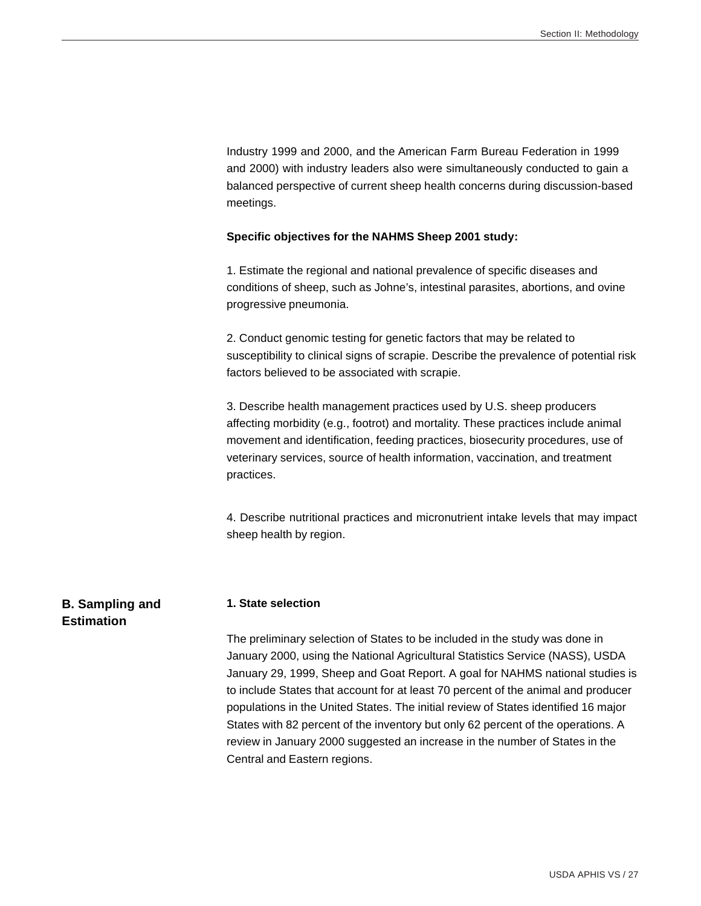Industry 1999 and 2000, and the American Farm Bureau Federation in 1999 and 2000) with industry leaders also were simultaneously conducted to gain a balanced perspective of current sheep health concerns during discussion-based meetings.

**Specific objectives for the NAHMS Sheep 2001 study:**

1. Estimate the regional and national prevalence of specific diseases and conditions of sheep, such as Johne's, intestinal parasites, abortions, and ovine progressive pneumonia.

2. Conduct genomic testing for genetic factors that may be related to susceptibility to clinical signs of scrapie. Describe the prevalence of potential risk factors believed to be associated with scrapie.

3. Describe health management practices used by U.S. sheep producers affecting morbidity (e.g., footrot) and mortality. These practices include animal movement and identification, feeding practices, biosecurity procedures, use of veterinary services, source of health information, vaccination, and treatment practices.

4. Describe nutritional practices and micronutrient intake levels that may impact sheep health by region.

## B. Sampling and Estimation

### 1. State selection

The preliminary selection of States to be included in the study was done in January 2000, using the National Agricultural Statistics Service (NASS), USDA January 29, 1999, Sheep and Goat Report. A goal for NAHMS national studies is to include States that account for at least 70 percent of the animal and producer populations in the United States. The initial review of States identified 16 major States with 82 percent of the inventory but only 62 percent of the operations. A review in January 2000 suggested an increase in the number of States in the Central and Eastern regions.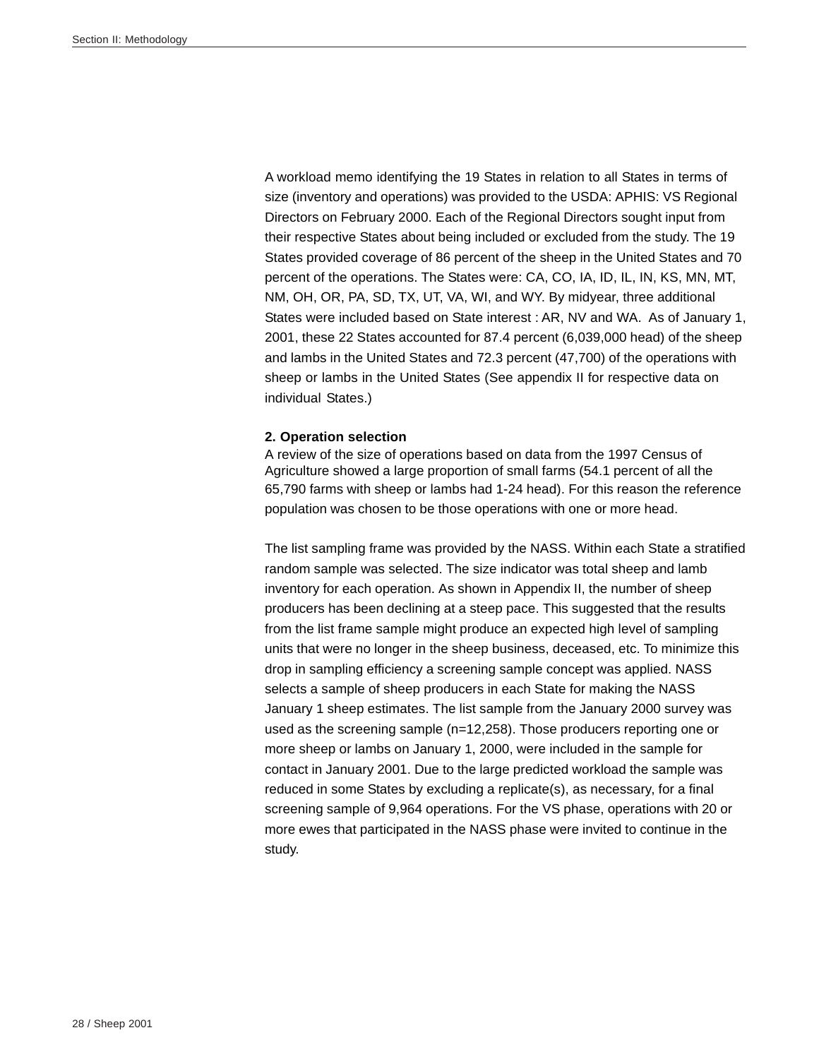A workload memo identifying the 19 States in relation to all States in terms of size (inventory and operations) was provided to the USDA: APHIS: VS Regional Directors on February 2000. Each of the Regional Directors sought input from their respective States about being included or excluded from the study. The 19 States provided coverage of 86 percent of the sheep in the United States and 70 percent of the operations. The States were: CA, CO, IA, ID, IL, IN, KS, MN, MT, NM, OH, OR, PA, SD, TX, UT, VA, WI, and WY. By midyear, three additional States were included based on State interest : AR, NV and WA. As of January 1, 2001, these 22 States accounted for 87.4 percent (6,039,000 head) of the sheep and lambs in the United States and 72.3 percent (47,700) of the operations with sheep or lambs in the United States (See appendix II for respective data on individual States.)

**2. Operation selection**

A review of the size of operations based on data from the 1997 Census of Agriculture showed a large proportion of small farms (54.1 percent of all the 65,790 farms with sheep or lambs had 1-24 head). For this reason the reference population was chosen to be those operations with one or more head.

The list sampling frame was provided by the NASS. Within each State a stratified random sample was selected. The size indicator was total sheep and lamb inventory for each operation. As shown in Appendix II, the number of sheep producers has been declining at a steep pace. This suggested that the results from the list frame sample might produce an expected high level of sampling units that were no longer in the sheep business, deceased, etc. To minimize this drop in sampling efficiency a screening sample concept was applied. NASS selects a sample of sheep producers in each State for making the NASS January 1 sheep estimates. The list sample from the January 2000 survey was used as the screening sample (n=12,258). Those producers reporting one or more sheep or lambs on January 1, 2000, were included in the sample for contact in January 2001. Due to the large predicted workload the sample was reduced in some States by excluding a replicate(s), as necessary, for a final screening sample of 9,964 operations. For the VS phase, operations with 20 or more ewes that participated in the NASS phase were invited to continue in the study.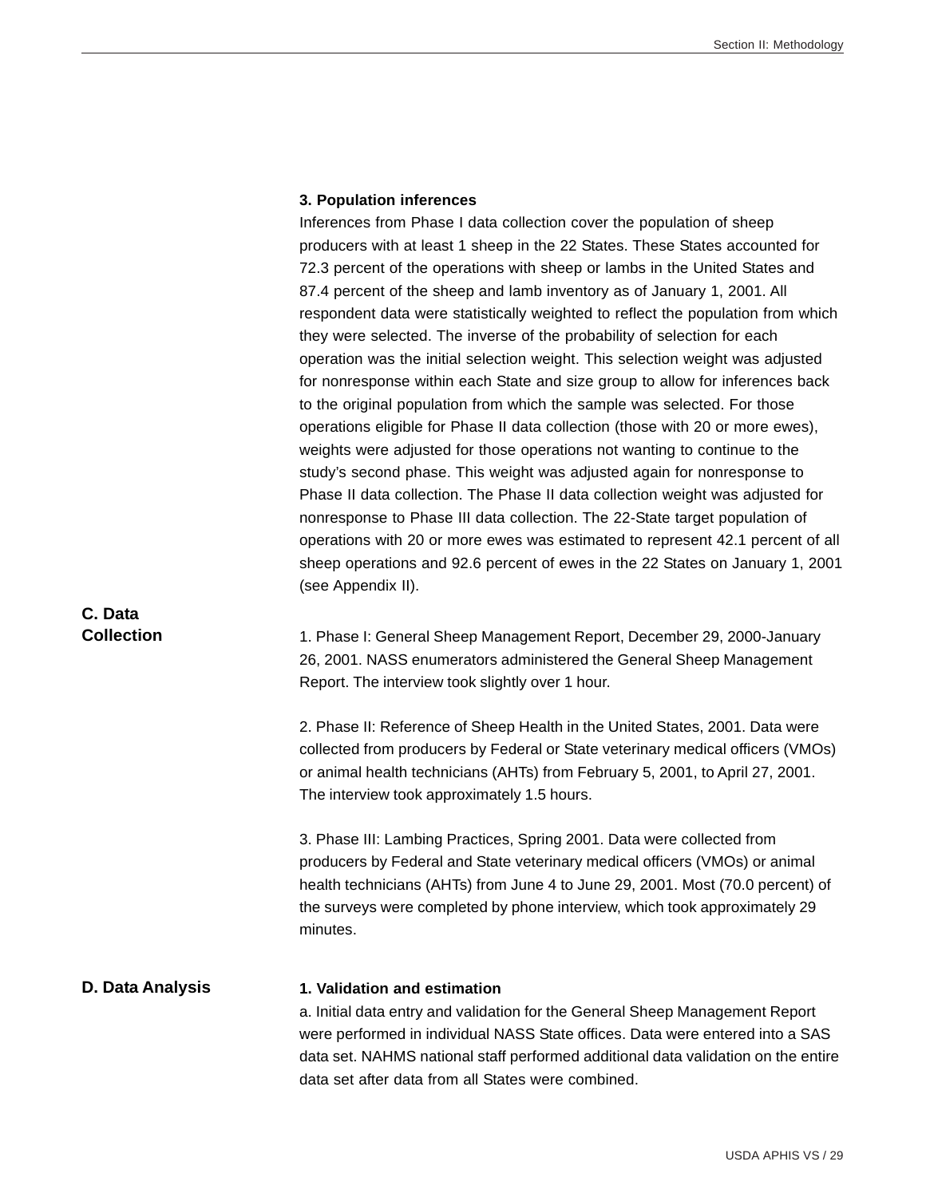**3. Population inferences**

Inferences from Phase I data collection cover the population of sheep producers with at least 1 sheep in the 22 States. These States accounted for 72.3 percent of the operations with sheep or lambs in the United States and 87.4 percent of the sheep and lamb inventory as of January 1, 2001. All respondent data were statistically weighted to reflect the population from which they were selected. The inverse of the probability of selection for each operation was the initial selection weight. This selection weight was adjusted for nonresponse within each State and size group to allow for inferences back to the original population from which the sample was selected. For those operations eligible for Phase II data collection (those with 20 or more ewes), weights were adjusted for those operations not wanting to continue to the study's second phase. This weight was adjusted again for nonresponse to Phase II data collection. The Phase II data collection weight was adjusted for nonresponse to Phase III data collection. The 22-State target population of operations with 20 or more ewes was estimated to represent 42.1 percent of all sheep operations and 92.6 percent of ewes in the 22 States on January 1, 2001 (see Appendix II).

## C. Data Collection

1. Phase I: General Sheep Management Report, December 29, 2000-January 26, 2001. NASS enumerators administered the General Sheep Management Report. The interview took slightly over 1 hour.

2. Phase II: Reference of Sheep Health in the United States, 2001. Data were collected from producers by Federal or State veterinary medical officers (VMOs) or animal health technicians (AHTs) from February 5, 2001, to April 27, 2001. The interview took approximately 1.5 hours.

3. Phase III: Lambing Practices, Spring 2001. Data were collected from producers by Federal and State veterinary medical officers (VMOs) or animal health technicians (AHTs) from June 4 to June 29, 2001. Most (70.0 percent) of the surveys were completed by phone interview, which took approximately 29 minutes.

## D. Data Analysis

**1. Validation and estimation**

a. Initial data entry and validation for the General Sheep Management Report were performed in individual NASS State offices. Data were entered into a SAS data set. NAHMS national staff performed additional data validation on the entire data set after data from all States were combined.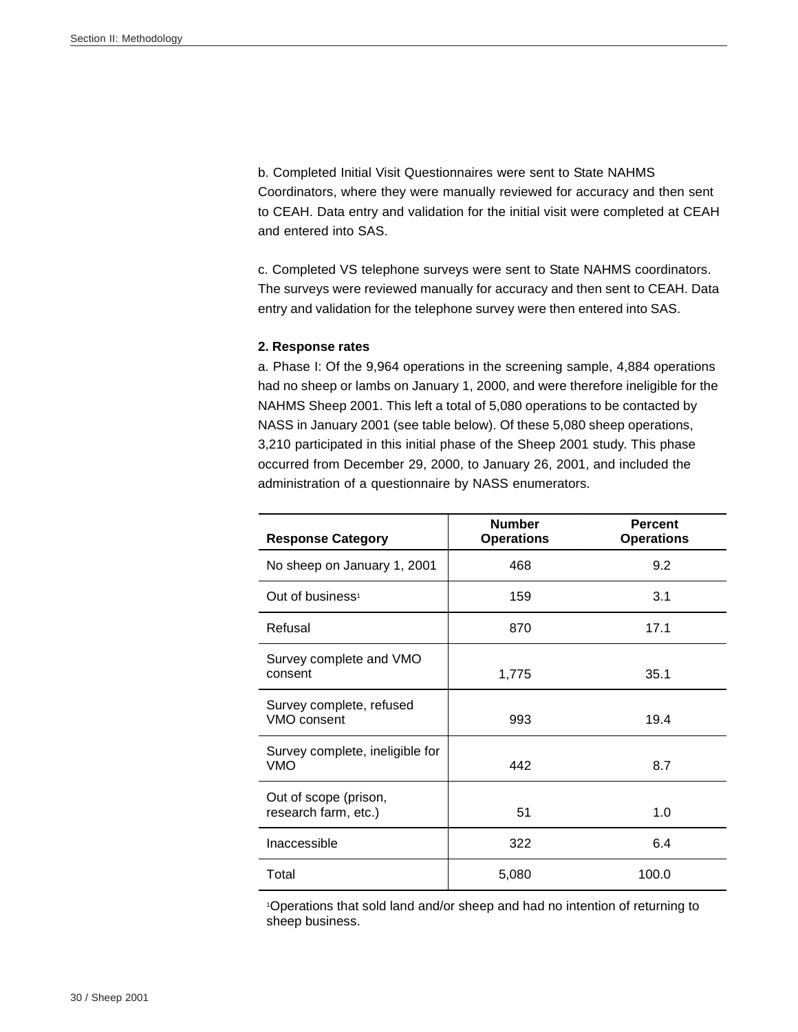b. Completed Initial Visit Questionnaires were sent to State NAHMS Coordinators, where they were manually reviewed for accuracy and then sent to CEAH. Data entry and validation for the initial visit were completed at CEAH and entered into SAS.

c. Completed VS telephone surveys were sent to State NAHMS coordinators. The surveys were reviewed manually for accuracy and then sent to CEAH. Data entry and validation for the telephone survey were then entered into SAS.

**2. Response rates**

a. Phase I: Of the 9,964 operations in the screening sample, 4,884 operations had no sheep or lambs on January 1, 2000, and were therefore ineligible for the NAHMS Sheep 2001. This left a total of 5,080 operations to be contacted by NASS in January 2001 (see table below). Of these 5,080 sheep operations, 3,210 participated in this initial phase of the Sheep 2001 study. This phase occurred from December 29, 2000, to January 26, 2001, and included the administration of a questionnaire by NASS enumerators.

| Response Category | Number Operations | Percent Operations |
|---|---|---|
| No sheep on January 1, 2001 | 468 | 9.2 |
| Out of business[1] | 159 | 3.1 |
| Refusal | 870 | 17.1 |
| Survey complete and VMO consent | 1,775 | 35.1 |
| Survey complete, refused VMO consent | 993 | 19.4 |
| Survey complete, ineligible for VMO | 442 | 8.7 |
| Out of scope (prison, research farm, etc.) | 51 | 1.0 |
| Inaccessible | 322 | 6.4 |
| Total | 5,080 | 100.0 |

[1]Operations that sold land and/or sheep and had no intention of returning to sheep business.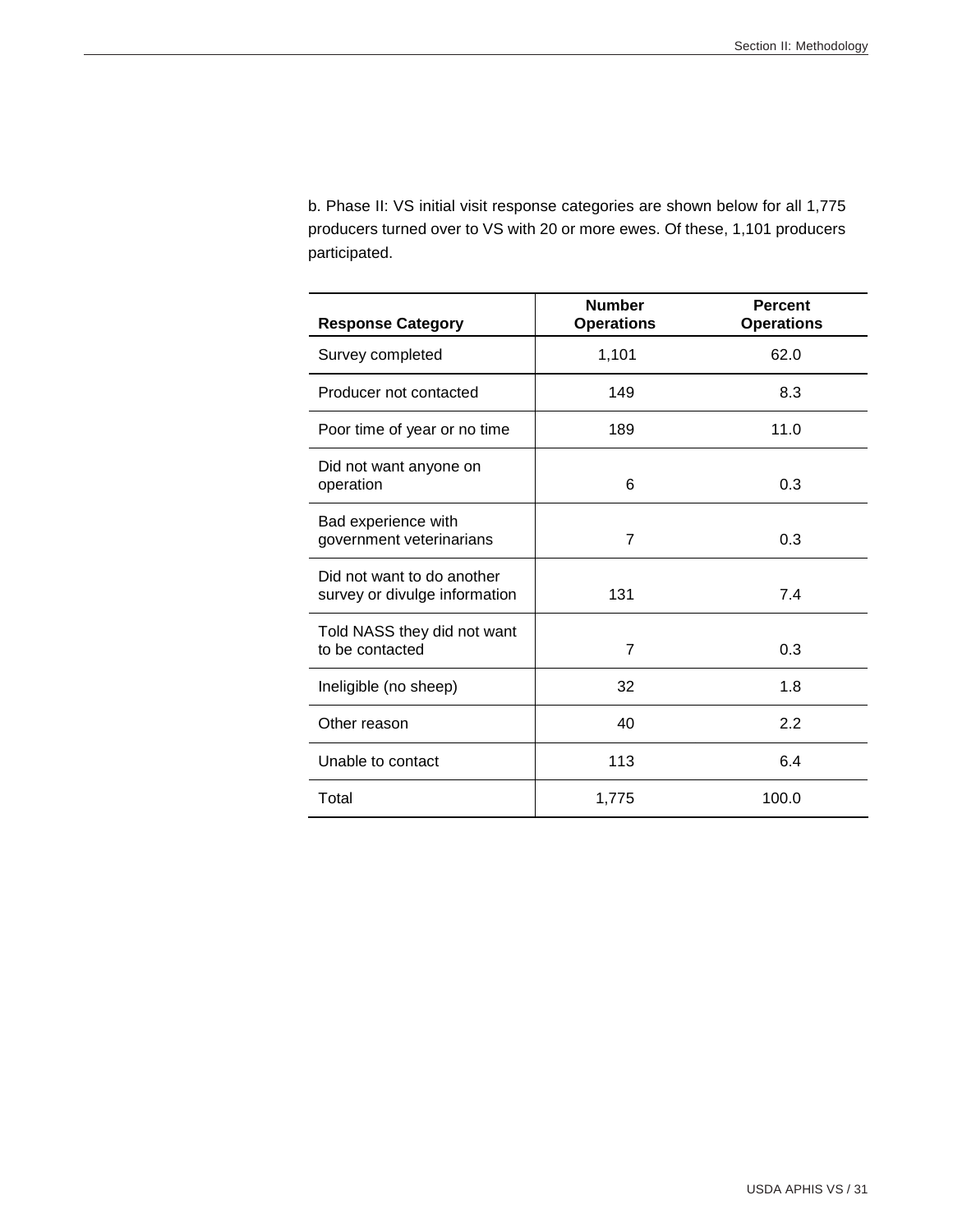b. Phase II: VS initial visit response categories are shown below for all 1,775 producers turned over to VS with 20 or more ewes. Of these, 1,101 producers participated.

| Response Category | Number Operations | Percent Operations |
| --- | --- | --- |
| Survey completed | 1,101 | 62.0 |
| Producer not contacted | 149 | 8.3 |
| Poor time of year or no time | 189 | 11.0 |
| Did not want anyone on operation | 6 | 0.3 |
| Bad experience with government veterinarians | 7 | 0.3 |
| Did not want to do another survey or divulge information | 131 | 7.4 |
| Told NASS they did not want to be contacted | 7 | 0.3 |
| Ineligible (no sheep) | 32 | 1.8 |
| Other reason | 40 | 2.2 |
| Unable to contact | 113 | 6.4 |
| Total | 1,775 | 100.0 |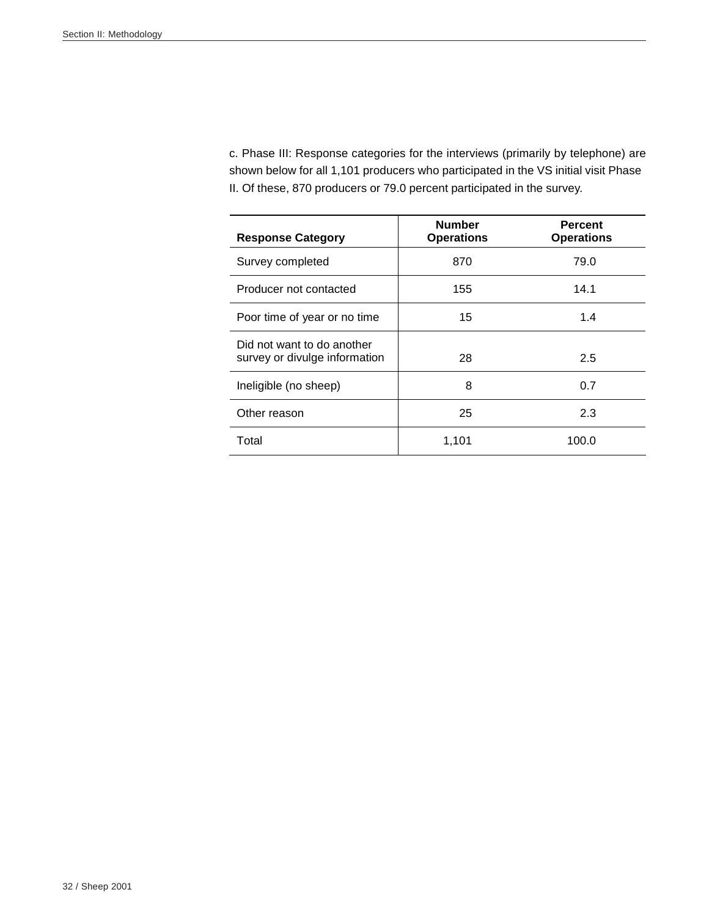c. Phase III: Response categories for the interviews (primarily by telephone) are shown below for all 1,101 producers who participated in the VS initial visit Phase II. Of these, 870 producers or 79.0 percent participated in the survey.

| Response Category | Number Operations | Percent Operations |
|---|---|---|
| Survey completed | 870 | 79.0 |
| Producer not contacted | 155 | 14.1 |
| Poor time of year or no time | 15 | 1.4 |
| Did not want to do another survey or divulge information | 28 | 2.5 |
| Ineligible (no sheep) | 8 | 0.7 |
| Other reason | 25 | 2.3 |
| Total | 1,101 | 100.0 |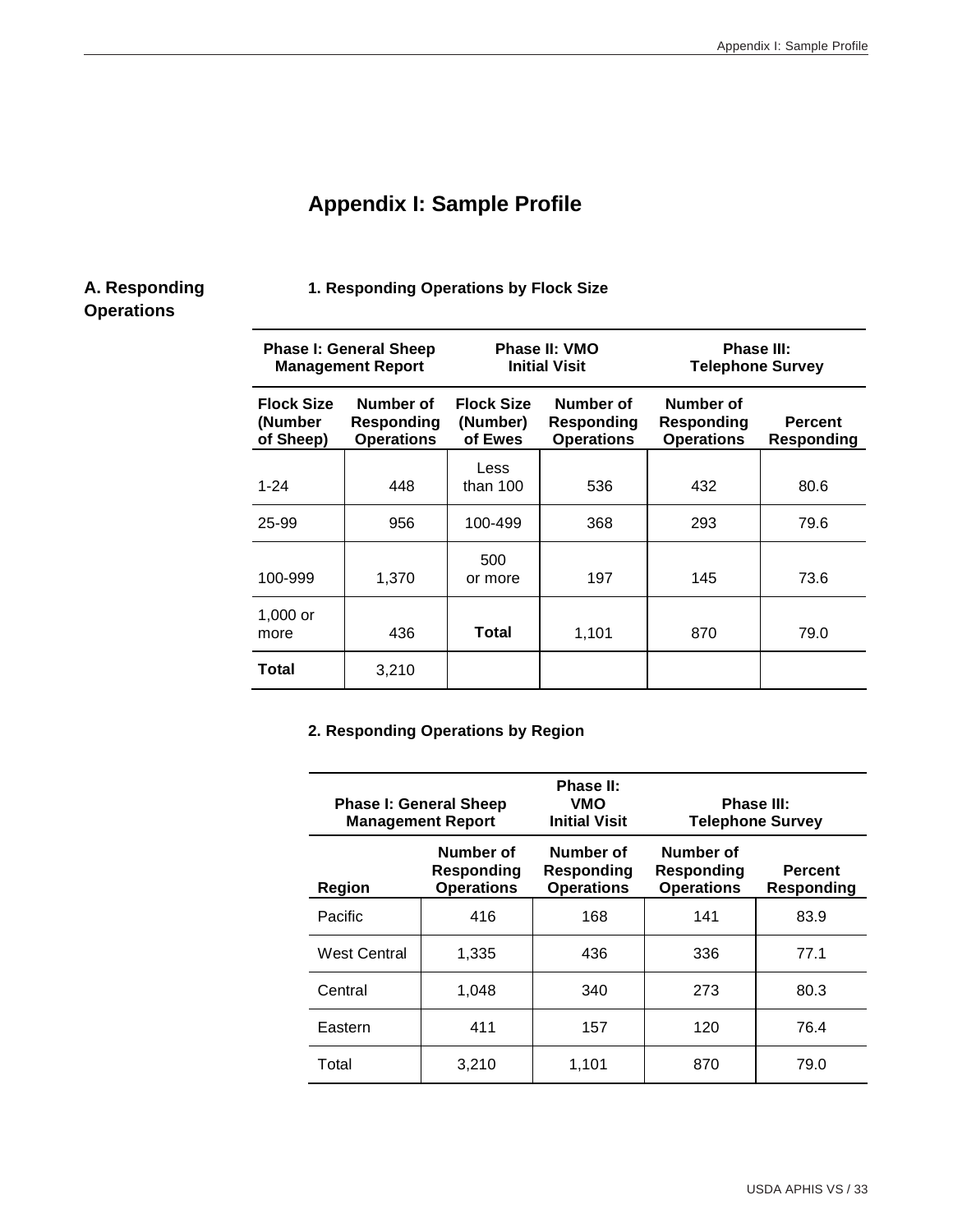# Appendix I: Sample Profile

## A. Responding Operations

### 1. Responding Operations by Flock Size

| Phase I: General Sheep Management Report | | Phase II: VMO Initial Visit | | Phase III: Telephone Survey | |
|---|---|---|---|---|---|
| **Flock Size (Number of Sheep)** | **Number of Responding Operations** | **Flock Size (Number) of Ewes** | **Number of Responding Operations** | **Number of Responding Operations** | **Percent Responding** |
| 1-24 | 448 | Less than 100 | 536 | 432 | 80.6 |
| 25-99 | 956 | 100-499 | 368 | 293 | 79.6 |
| 100-999 | 1,370 | 500 or more | 197 | 145 | 73.6 |
| 1,000 or more | 436 | **Total** | 1,101 | 870 | 79.0 |
| **Total** | 3,210 | | | | |

### 2. Responding Operations by Region

| Phase I: General Sheep Management Report | | Phase II: VMO Initial Visit | Phase III: Telephone Survey | |
|---|---|---|---|---|
| **Region** | **Number of Responding Operations** | **Number of Responding Operations** | **Number of Responding Operations** | **Percent Responding** |
| Pacific | 416 | 168 | 141 | 83.9 |
| West Central | 1,335 | 436 | 336 | 77.1 |
| Central | 1,048 | 340 | 273 | 80.3 |
| Eastern | 411 | 157 | 120 | 76.4 |
| Total | 3,210 | 1,101 | 870 | 79.0 |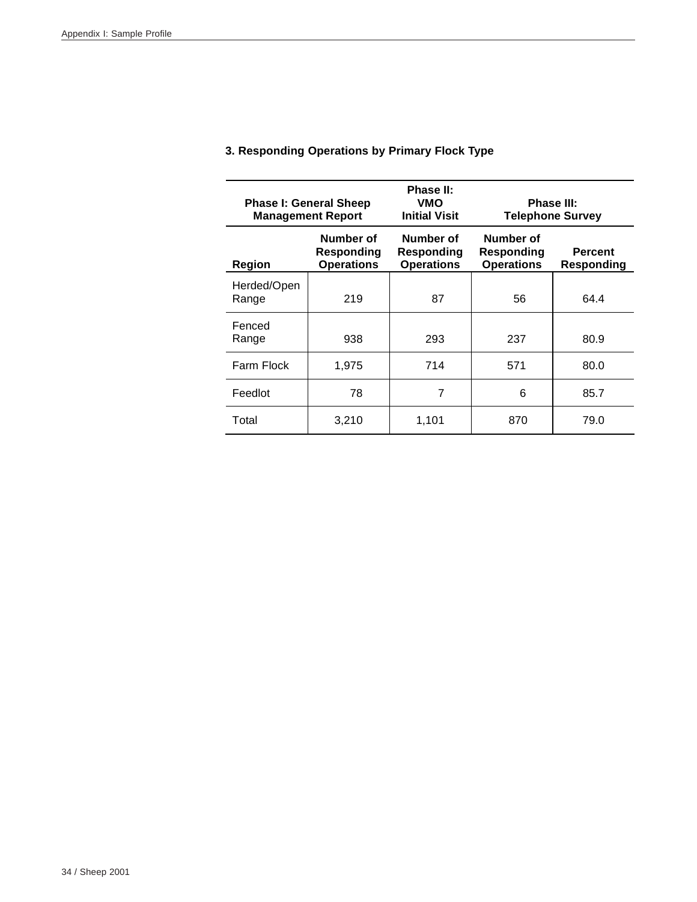### 3. Responding Operations by Primary Flock Type

| | Phase I: General Sheep Management Report | Phase II: VMO Initial Visit | Phase III: Telephone Survey | |
|---|---|---|---|---|
| **Region** | **Number of Responding Operations** | **Number of Responding Operations** | **Number of Responding Operations** | **Percent Responding** |
| Herded/Open Range | 219 | 87 | 56 | 64.4 |
| Fenced Range | 938 | 293 | 237 | 80.9 |
| Farm Flock | 1,975 | 714 | 571 | 80.0 |
| Feedlot | 78 | 7 | 6 | 85.7 |
| Total | 3,210 | 1,101 | 870 | 79.0 |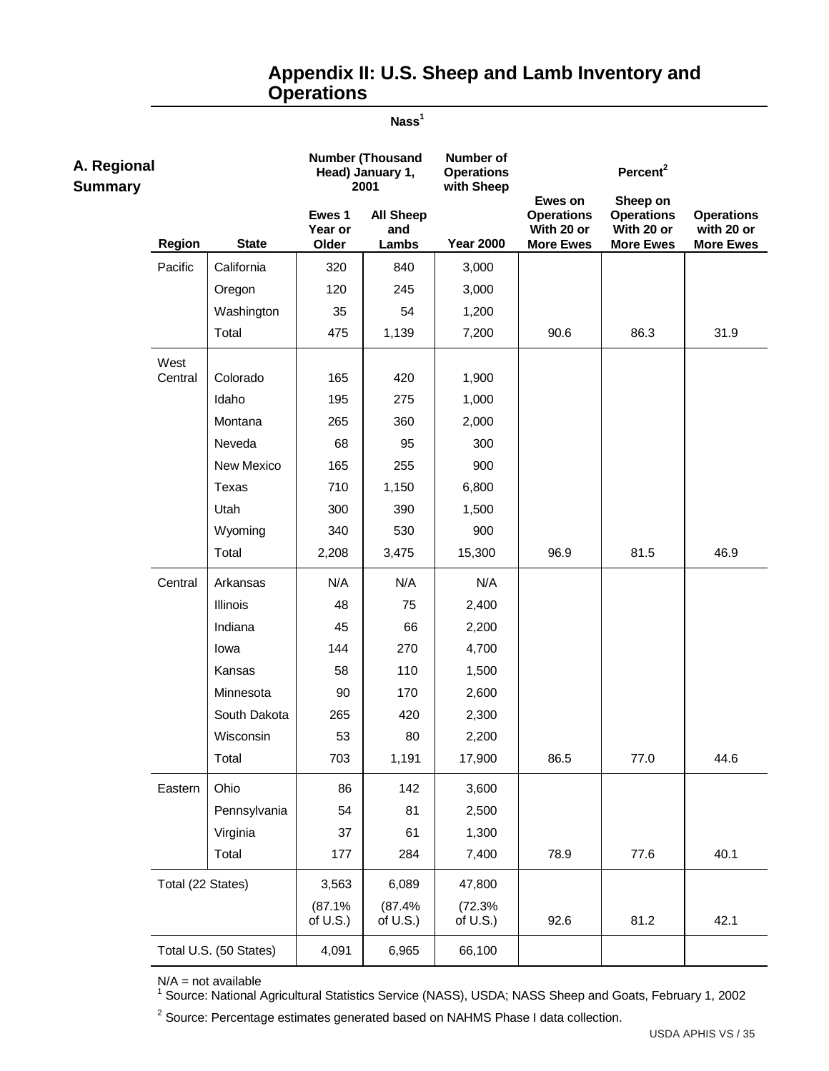# Appendix II: U.S. Sheep and Lamb Inventory and Operations

## A. Regional Summary

| | | Nass[1] | | | | | |
|---|---|---|---|---|---|---|---|
| | | Number (Thousand Head) January 1, 2001 | | Number of Operations with Sheep | Percent[2] | | |
| Region | State | Ewes 1 Year or Older | All Sheep and Lambs | Year 2000 | Ewes on Operations With 20 or More Ewes | Sheep on Operations With 20 or More Ewes | Operations with 20 or More Ewes |
| Pacific | California | 320 | 840 | 3,000 | | | |
| | Oregon | 120 | 245 | 3,000 | | | |
| | Washington | 35 | 54 | 1,200 | | | |
| | Total | 475 | 1,139 | 7,200 | 90.6 | 86.3 | 31.9 |
| West Central | Colorado | 165 | 420 | 1,900 | | | |
| | Idaho | 195 | 275 | 1,000 | | | |
| | Montana | 265 | 360 | 2,000 | | | |
| | Neveda | 68 | 95 | 300 | | | |
| | New Mexico | 165 | 255 | 900 | | | |
| | Texas | 710 | 1,150 | 6,800 | | | |
| | Utah | 300 | 390 | 1,500 | | | |
| | Wyoming | 340 | 530 | 900 | | | |
| | Total | 2,208 | 3,475 | 15,300 | 96.9 | 81.5 | 46.9 |
| Central | Arkansas | N/A | N/A | N/A | | | |
| | Illinois | 48 | 75 | 2,400 | | | |
| | Indiana | 45 | 66 | 2,200 | | | |
| | Iowa | 144 | 270 | 4,700 | | | |
| | Kansas | 58 | 110 | 1,500 | | | |
| | Minnesota | 90 | 170 | 2,600 | | | |
| | South Dakota | 265 | 420 | 2,300 | | | |
| | Wisconsin | 53 | 80 | 2,200 | | | |
| | Total | 703 | 1,191 | 17,900 | 86.5 | 77.0 | 44.6 |
| Eastern | Ohio | 86 | 142 | 3,600 | | | |
| | Pennsylvania | 54 | 81 | 2,500 | | | |
| | Virginia | 37 | 61 | 1,300 | | | |
| | Total | 177 | 284 | 7,400 | 78.9 | 77.6 | 40.1 |
| Total (22 States) | | 3,563 (87.1% of U.S.) | 6,089 (87.4% of U.S.) | 47,800 (72.3% of U.S.) | 92.6 | 81.2 | 42.1 |
| Total U.S. (50 States) | | 4,091 | 6,965 | 66,100 | | | |

N/A = not available

[1] Source: National Agricultural Statistics Service (NASS), USDA; NASS Sheep and Goats, February 1, 2002

[2] Source: Percentage estimates generated based on NAHMS Phase I data collection.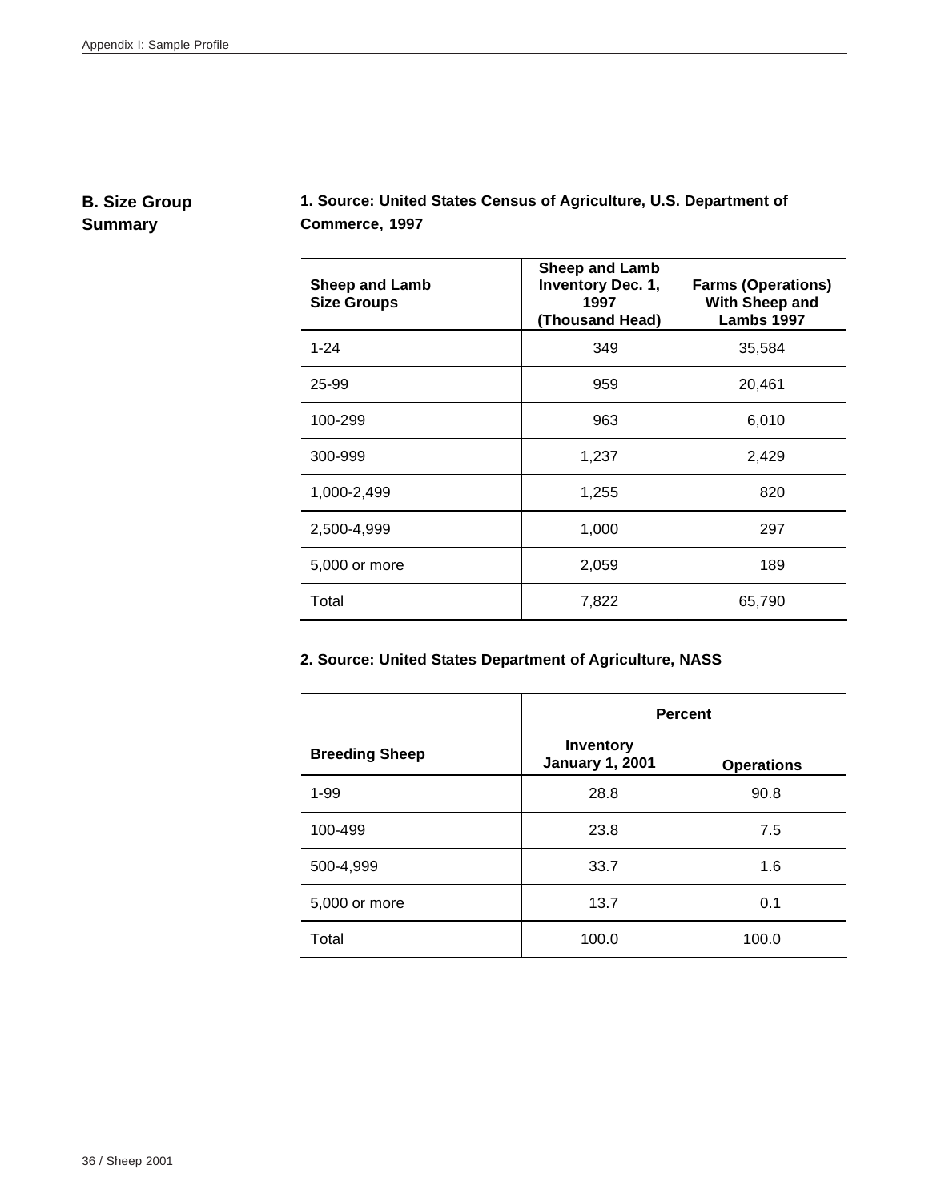## B. Size Group Summary

**1. Source: United States Census of Agriculture, U.S. Department of Commerce, 1997**

| Sheep and Lamb Size Groups | Sheep and Lamb Inventory Dec. 1, 1997 (Thousand Head) | Farms (Operations) With Sheep and Lambs 1997 |
|---|---|---|
| 1-24 | 349 | 35,584 |
| 25-99 | 959 | 20,461 |
| 100-299 | 963 | 6,010 |
| 300-999 | 1,237 | 2,429 |
| 1,000-2,499 | 1,255 | 820 |
| 2,500-4,999 | 1,000 | 297 |
| 5,000 or more | 2,059 | 189 |
| Total | 7,822 | 65,790 |

**2. Source: United States Department of Agriculture, NASS**

| | Percent | |
|---|---|---|
| Breeding Sheep | Inventory January 1, 2001 | Operations |
| 1-99 | 28.8 | 90.8 |
| 100-499 | 23.8 | 7.5 |
| 500-4,999 | 33.7 | 1.6 |
| 5,000 or more | 13.7 | 0.1 |
| Total | 100.0 | 100.0 |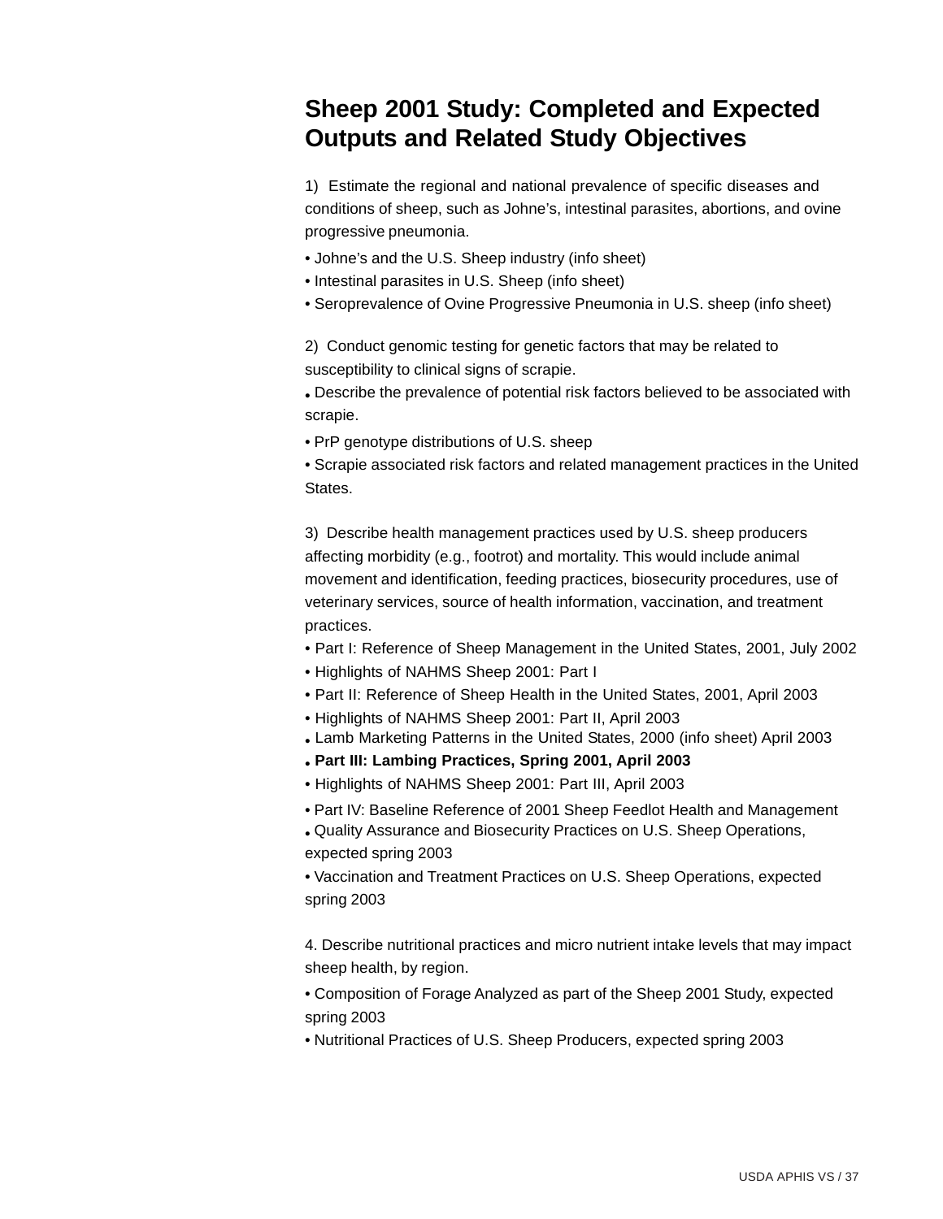# Sheep 2001 Study: Completed and Expected Outputs and Related Study Objectives

1) Estimate the regional and national prevalence of specific diseases and conditions of sheep, such as Johne's, intestinal parasites, abortions, and ovine progressive pneumonia.

- Johne's and the U.S. Sheep industry (info sheet)
- Intestinal parasites in U.S. Sheep (info sheet)
- Seroprevalence of Ovine Progressive Pneumonia in U.S. sheep (info sheet)

2) Conduct genomic testing for genetic factors that may be related to susceptibility to clinical signs of scrapie.

- Describe the prevalence of potential risk factors believed to be associated with scrapie.
- PrP genotype distributions of U.S. sheep
- Scrapie associated risk factors and related management practices in the United States.

3) Describe health management practices used by U.S. sheep producers affecting morbidity (e.g., footrot) and mortality. This would include animal movement and identification, feeding practices, biosecurity procedures, use of veterinary services, source of health information, vaccination, and treatment practices.

- Part I: Reference of Sheep Management in the United States, 2001, July 2002
- Highlights of NAHMS Sheep 2001: Part I
- Part II: Reference of Sheep Health in the United States, 2001, April 2003
- Highlights of NAHMS Sheep 2001: Part II, April 2003
- Lamb Marketing Patterns in the United States, 2000 (info sheet) April 2003
- **Part III: Lambing Practices, Spring 2001, April 2003**
- Highlights of NAHMS Sheep 2001: Part III, April 2003
- Part IV: Baseline Reference of 2001 Sheep Feedlot Health and Management
- Quality Assurance and Biosecurity Practices on U.S. Sheep Operations, expected spring 2003
- Vaccination and Treatment Practices on U.S. Sheep Operations, expected spring 2003

4. Describe nutritional practices and micro nutrient intake levels that may impact sheep health, by region.

- Composition of Forage Analyzed as part of the Sheep 2001 Study, expected spring 2003
- Nutritional Practices of U.S. Sheep Producers, expected spring 2003